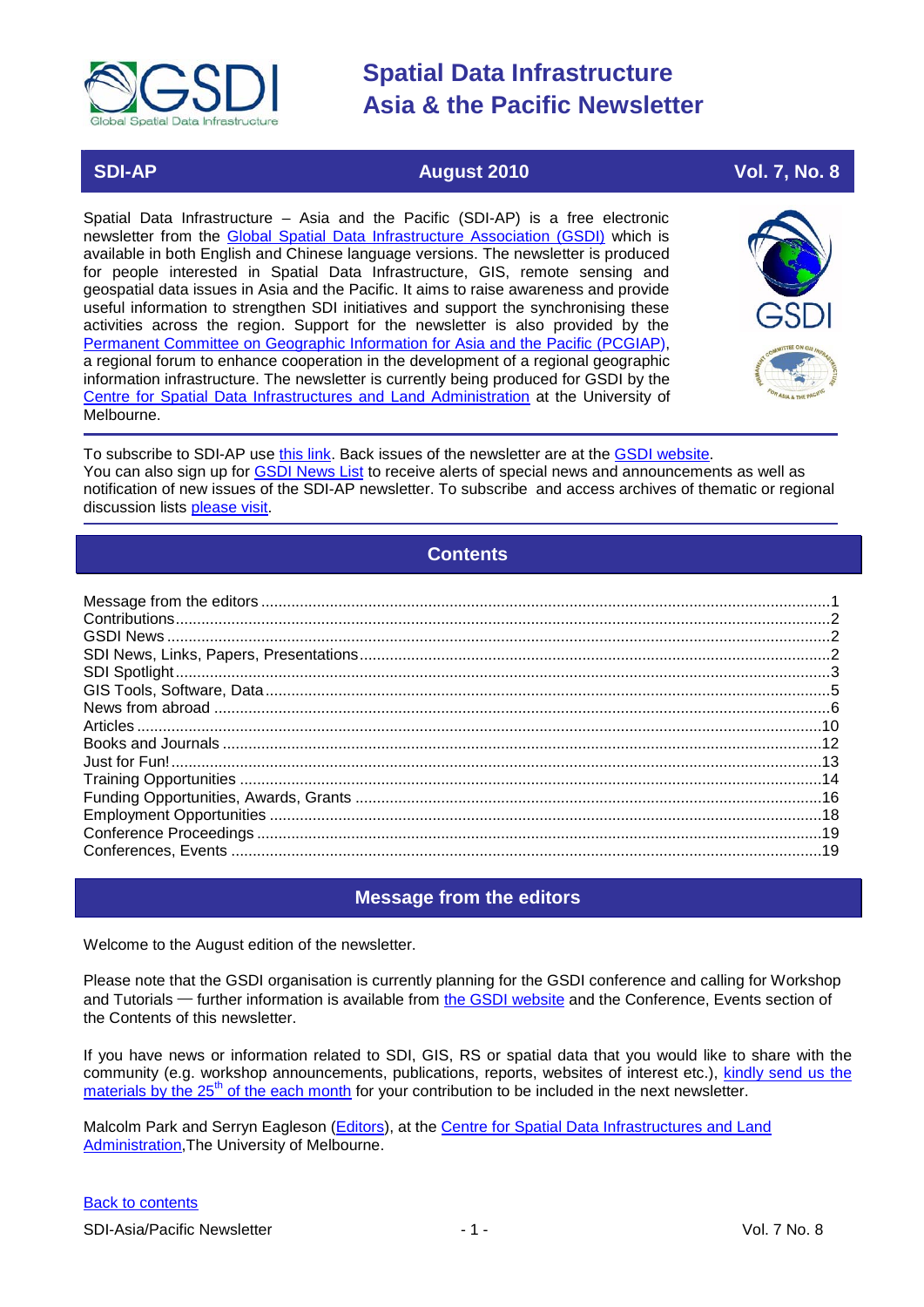# Spatial Data Infrastructure Asia & the Pacific Newsletter

**SDI-AP** | **August 2010** | **Vol. 7, No. 8**

Spatial Data Infrastructure – Asia and the Pacific (SDI-AP) is a free electronic newsletter from the Global Spatial Data Infrastructure Association (GSDI) which is available in both English and Chinese language versions. The newsletter is produced for people interested in Spatial Data Infrastructure, GIS, remote sensing and geospatial data issues in Asia and the Pacific. It aims to raise awareness and provide useful information to strengthen SDI initiatives and support the synchronising these activities across the region. Support for the newsletter is also provided by the Permanent Committee on Geographic Information for Asia and the Pacific (PCGIAP), a regional forum to enhance cooperation in the development of a regional geographic information infrastructure. The newsletter is currently being produced for GSDI by the Centre for Spatial Data Infrastructures and Land Administration at the University of Melbourne.

To subscribe to SDI-AP use this link. Back issues of the newsletter are at the GSDI website. You can also sign up for GSDI News List to receive alerts of special news and announcements as well as notification of new issues of the SDI-AP newsletter. To subscribe and access archives of thematic or regional discussion lists please visit.

## Contents

- Message from the editors ... 1
- Contributions ... 2
- GSDI News ... 2
- SDI News, Links, Papers, Presentations ... 2
- SDI Spotlight ... 3
- GIS Tools, Software, Data ... 5
- News from abroad ... 6
- Articles ... 10
- Books and Journals ... 12
- Just for Fun! ... 13
- Training Opportunities ... 14
- Funding Opportunities, Awards, Grants ... 16
- Employment Opportunities ... 18
- Conference Proceedings ... 19
- Conferences, Events ... 19

## Message from the editors

Welcome to the August edition of the newsletter.

Please note that the GSDI organisation is currently planning for the GSDI conference and calling for Workshop and Tutorials — further information is available from the GSDI website and the Conference, Events section of the Contents of this newsletter.

If you have news or information related to SDI, GIS, RS or spatial data that you would like to share with the community (e.g. workshop announcements, publications, reports, websites of interest etc.), kindly send us the materials by the 25th of the each month for your contribution to be included in the next newsletter.

Malcolm Park and Serryn Eagleson (Editors), at the Centre for Spatial Data Infrastructures and Land Administration, The University of Melbourne.

Back to contents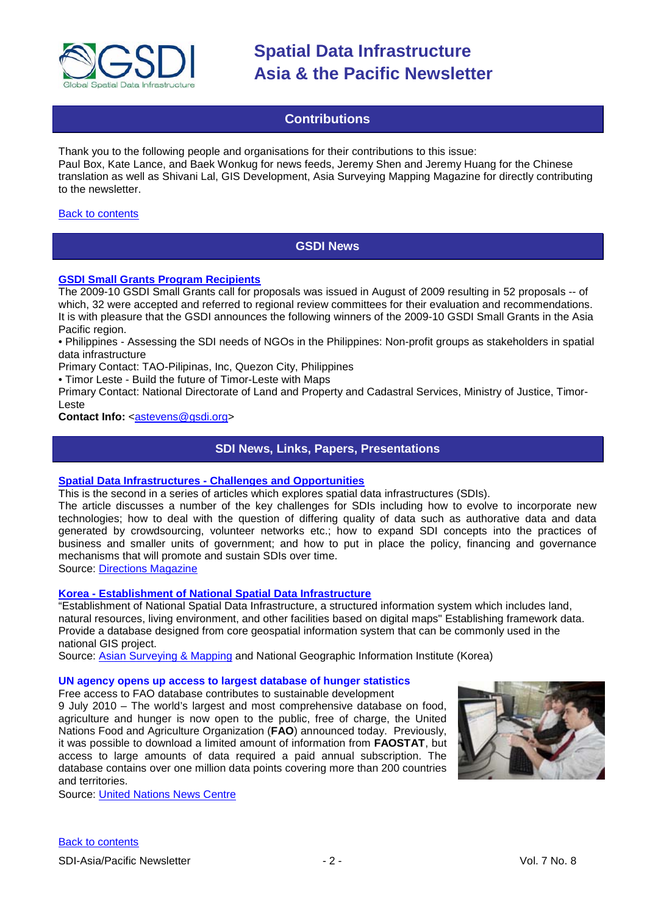# Spatial Data Infrastructure Asia & the Pacific Newsletter

## Contributions

Thank you to the following people and organisations for their contributions to this issue:
Paul Box, Kate Lance, and Baek Wonkug for news feeds, Jeremy Shen and Jeremy Huang for the Chinese translation as well as Shivani Lal, GIS Development, Asia Surveying Mapping Magazine for directly contributing to the newsletter.

Back to contents

## GSDI News

### GSDI Small Grants Program Recipients

The 2009-10 GSDI Small Grants call for proposals was issued in August of 2009 resulting in 52 proposals -- of which, 32 were accepted and referred to regional review committees for their evaluation and recommendations. It is with pleasure that the GSDI announces the following winners of the 2009-10 GSDI Small Grants in the Asia Pacific region.

• Philippines - Assessing the SDI needs of NGOs in the Philippines: Non-profit groups as stakeholders in spatial data infrastructure
Primary Contact: TAO-Pilipinas, Inc, Quezon City, Philippines
• Timor Leste - Build the future of Timor-Leste with Maps
Primary Contact: National Directorate of Land and Property and Cadastral Services, Ministry of Justice, Timor-Leste

**Contact Info:** <astevens@gsdi.org>

## SDI News, Links, Papers, Presentations

### Spatial Data Infrastructures - Challenges and Opportunities

This is the second in a series of articles which explores spatial data infrastructures (SDIs).
The article discusses a number of the key challenges for SDIs including how to evolve to incorporate new technologies; how to deal with the question of differing quality of data such as authoritative data and data generated by crowdsourcing, volunteer networks etc.; how to expand SDI concepts into the practices of business and smaller units of government; and how to put in place the policy, financing and governance mechanisms that will promote and sustain SDIs over time.
Source: Directions Magazine

### Korea - Establishment of National Spatial Data Infrastructure

"Establishment of National Spatial Data Infrastructure, a structured information system which includes land, natural resources, living environment, and other facilities based on digital maps" Establishing framework data. Provide a database designed from core geospatial information system that can be commonly used in the national GIS project.
Source: Asian Surveying & Mapping and National Geographic Information Institute (Korea)

### UN agency opens up access to largest database of hunger statistics

Free access to FAO database contributes to sustainable development
9 July 2010 – The world's largest and most comprehensive database on food, agriculture and hunger is now open to the public, free of charge, the United Nations Food and Agriculture Organization (**FAO**) announced today. Previously, it was possible to download a limited amount of information from **FAOSTAT**, but access to large amounts of data required a paid annual subscription. The database contains over one million data points covering more than 200 countries and territories.
Source: United Nations News Centre

Back to contents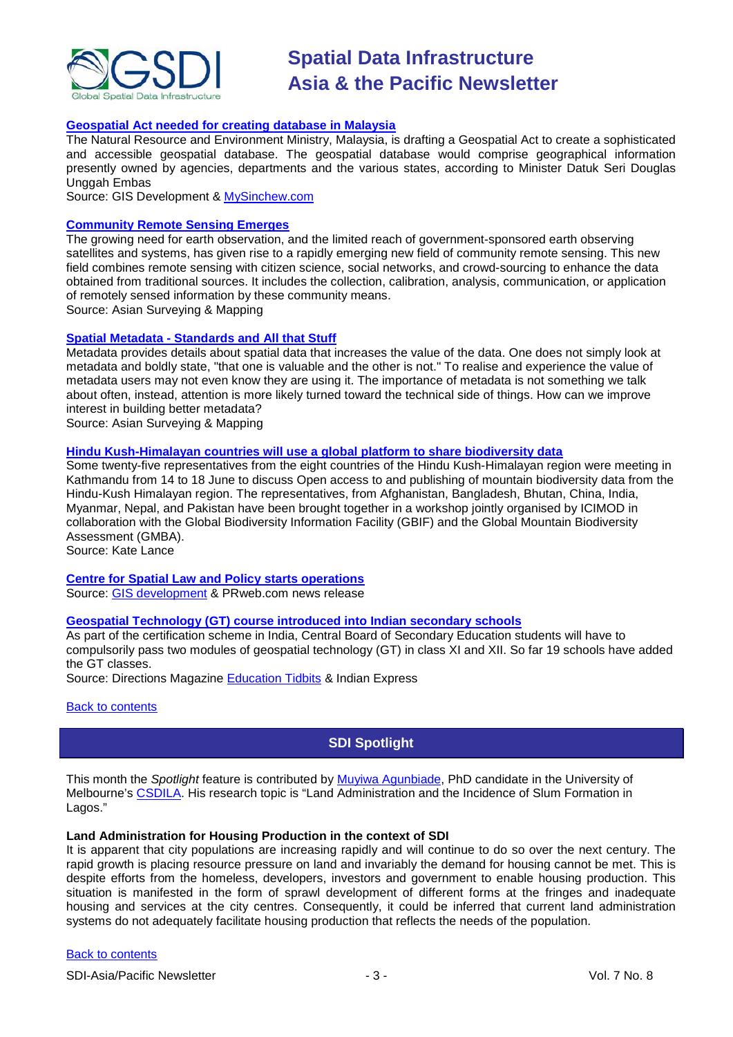**Geospatial Act needed for creating database in Malaysia**

The Natural Resource and Environment Ministry, Malaysia, is drafting a Geospatial Act to create a sophisticated and accessible geospatial database. The geospatial database would comprise geographical information presently owned by agencies, departments and the various states, according to Minister Datuk Seri Douglas Unggah Embas

Source: GIS Development & MySinchew.com

**Community Remote Sensing Emerges**

The growing need for earth observation, and the limited reach of government-sponsored earth observing satellites and systems, has given rise to a rapidly emerging new field of community remote sensing. This new field combines remote sensing with citizen science, social networks, and crowd-sourcing to enhance the data obtained from traditional sources. It includes the collection, calibration, analysis, communication, or application of remotely sensed information by these community means.

Source: Asian Surveying & Mapping

**Spatial Metadata - Standards and All that Stuff**

Metadata provides details about spatial data that increases the value of the data. One does not simply look at metadata and boldly state, "that one is valuable and the other is not." To realise and experience the value of metadata users may not even know they are using it. The importance of metadata is not something we talk about often, instead, attention is more likely turned toward the technical side of things. How can we improve interest in building better metadata?

Source: Asian Surveying & Mapping

**Hindu Kush-Himalayan countries will use a global platform to share biodiversity data**

Some twenty-five representatives from the eight countries of the Hindu Kush-Himalayan region were meeting in Kathmandu from 14 to 18 June to discuss Open access to and publishing of mountain biodiversity data from the Hindu-Kush Himalayan region. The representatives, from Afghanistan, Bangladesh, Bhutan, China, India, Myanmar, Nepal, and Pakistan have been brought together in a workshop jointly organised by ICIMOD in collaboration with the Global Biodiversity Information Facility (GBIF) and the Global Mountain Biodiversity Assessment (GMBA).

Source: Kate Lance

**Centre for Spatial Law and Policy starts operations**

Source: GIS development & PRweb.com news release

**Geospatial Technology (GT) course introduced into Indian secondary schools**

As part of the certification scheme in India, Central Board of Secondary Education students will have to compulsorily pass two modules of geospatial technology (GT) in class XI and XII. So far 19 schools have added the GT classes.

Source: Directions Magazine Education Tidbits & Indian Express

Back to contents

## SDI Spotlight

This month the *Spotlight* feature is contributed by Muyiwa Agunbiade, PhD candidate in the University of Melbourne's CSDILA. His research topic is "Land Administration and the Incidence of Slum Formation in Lagos."

**Land Administration for Housing Production in the context of SDI**

It is apparent that city populations are increasing rapidly and will continue to do so over the next century. The rapid growth is placing resource pressure on land and invariably the demand for housing cannot be met. This is despite efforts from the homeless, developers, investors and government to enable housing production. This situation is manifested in the form of sprawl development of different forms at the fringes and inadequate housing and services at the city centres. Consequently, it could be inferred that current land administration systems do not adequately facilitate housing production that reflects the needs of the population.

Back to contents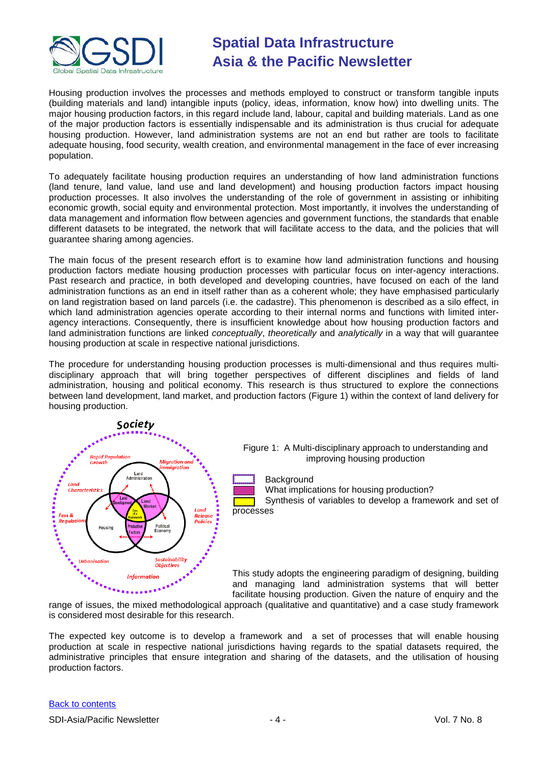Housing production involves the processes and methods employed to construct or transform tangible inputs (building materials and land) intangible inputs (policy, ideas, information, know how) into dwelling units. The major housing production factors, in this regard include land, labour, capital and building materials. Land as one of the major production factors is essentially indispensable and its administration is thus crucial for adequate housing production. However, land administration systems are not an end but rather are tools to facilitate adequate housing, food security, wealth creation, and environmental management in the face of ever increasing population.

To adequately facilitate housing production requires an understanding of how land administration functions (land tenure, land value, land use and land development) and housing production factors impact housing production processes. It also involves the understanding of the role of government in assisting or inhibiting economic growth, social equity and environmental protection. Most importantly, it involves the understanding of data management and information flow between agencies and government functions, the standards that enable different datasets to be integrated, the network that will facilitate access to the data, and the policies that will guarantee sharing among agencies.

The main focus of the present research effort is to examine how land administration functions and housing production factors mediate housing production processes with particular focus on inter-agency interactions. Past research and practice, in both developed and developing countries, have focused on each of the land administration functions as an end in itself rather than as a coherent whole; they have emphasised particularly on land registration based on land parcels (i.e. the cadastre). This phenomenon is described as a silo effect, in which land administration agencies operate according to their internal norms and functions with limited inter-agency interactions. Consequently, there is insufficient knowledge about how housing production factors and land administration functions are linked *conceptually*, *theoretically* and *analytically* in a way that will guarantee housing production at scale in respective national jurisdictions.

The procedure for understanding housing production processes is multi-dimensional and thus requires multi-disciplinary approach that will bring together perspectives of different disciplines and fields of land administration, housing and political economy. This research is thus structured to explore the connections between land development, land market, and production factors (Figure 1) within the context of land delivery for housing production.

Figure 1: A Multi-disciplinary approach to understanding and improving housing production

- Background
- What implications for housing production?
- Synthesis of variables to develop a framework and set of processes

This study adopts the engineering paradigm of designing, building and managing land administration systems that will better facilitate housing production. Given the nature of enquiry and the range of issues, the mixed methodological approach (qualitative and quantitative) and a case study framework is considered most desirable for this research.

The expected key outcome is to develop a framework and a set of processes that will enable housing production at scale in respective national jurisdictions having regards to the spatial datasets required, the administrative principles that ensure integration and sharing of the datasets, and the utilisation of housing production factors.

Back to contents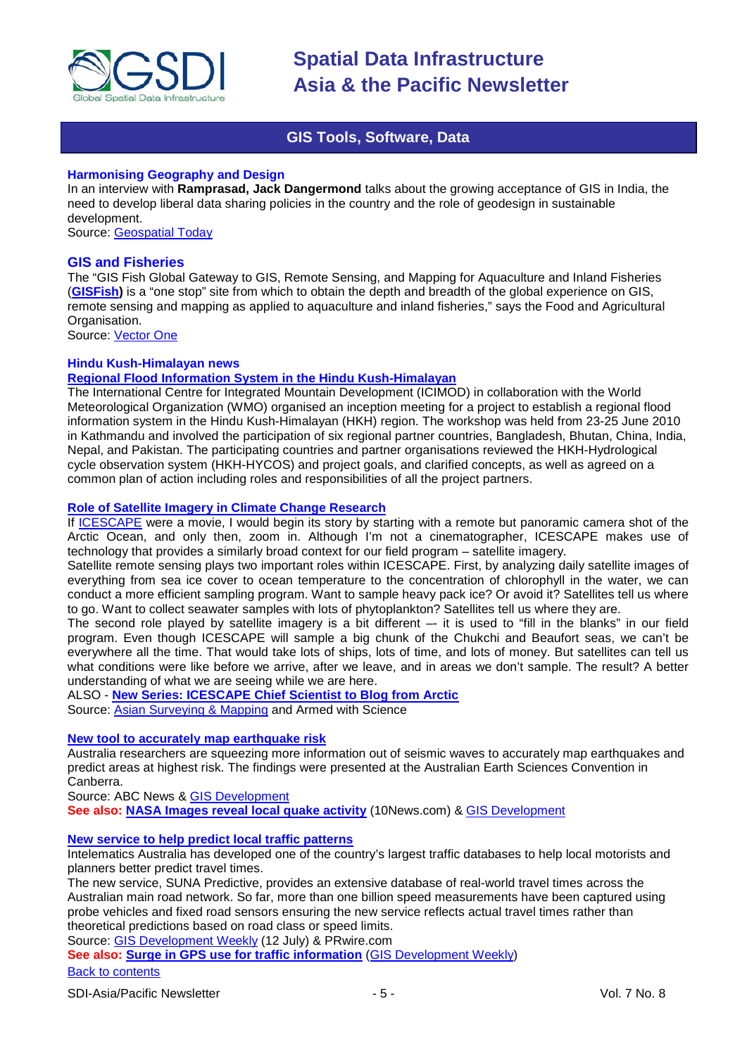## GIS Tools, Software, Data

### Harmonising Geography and Design

In an interview with **Ramprasad, Jack Dangermond** talks about the growing acceptance of GIS in India, the need to develop liberal data sharing policies in the country and the role of geodesign in sustainable development.

Source: Geospatial Today

### GIS and Fisheries

The "GIS Fish Global Gateway to GIS, Remote Sensing, and Mapping for Aquaculture and Inland Fisheries (**GISFish)** is a "one stop" site from which to obtain the depth and breadth of the global experience on GIS, remote sensing and mapping as applied to aquaculture and inland fisheries," says the Food and Agricultural Organisation.

Source: Vector One

### Hindu Kush-Himalayan news

**Regional Flood Information System in the Hindu Kush-Himalayan**

The International Centre for Integrated Mountain Development (ICIMOD) in collaboration with the World Meteorological Organization (WMO) organised an inception meeting for a project to establish a regional flood information system in the Hindu Kush-Himalayan (HKH) region. The workshop was held from 23-25 June 2010 in Kathmandu and involved the participation of six regional partner countries, Bangladesh, Bhutan, China, India, Nepal, and Pakistan. The participating countries and partner organisations reviewed the HKH-Hydrological cycle observation system (HKH-HYCOS) and project goals, and clarified concepts, as well as agreed on a common plan of action including roles and responsibilities of all the project partners.

**Role of Satellite Imagery in Climate Change Research**

If ICESCAPE were a movie, I would begin its story by starting with a remote but panoramic camera shot of the Arctic Ocean, and only then, zoom in. Although I'm not a cinematographer, ICESCAPE makes use of technology that provides a similarly broad context for our field program – satellite imagery.

Satellite remote sensing plays two important roles within ICESCAPE. First, by analyzing daily satellite images of everything from sea ice cover to ocean temperature to the concentration of chlorophyll in the water, we can conduct a more efficient sampling program. Want to sample heavy pack ice? Or avoid it? Satellites tell us where to go. Want to collect seawater samples with lots of phytoplankton? Satellites tell us where they are.

The second role played by satellite imagery is a bit different –- it is used to "fill in the blanks" in our field program. Even though ICESCAPE will sample a big chunk of the Chukchi and Beaufort seas, we can't be everywhere all the time. That would take lots of ships, lots of time, and lots of money. But satellites can tell us what conditions were like before we arrive, after we leave, and in areas we don't sample. The result? A better understanding of what we are seeing while we are here.

ALSO - **New Series: ICESCAPE Chief Scientist to Blog from Arctic**

Source: Asian Surveying & Mapping and Armed with Science

**New tool to accurately map earthquake risk**

Australia researchers are squeezing more information out of seismic waves to accurately map earthquakes and predict areas at highest risk. The findings were presented at the Australian Earth Sciences Convention in Canberra.

Source: ABC News & GIS Development

**See also: NASA Images reveal local quake activity** (10News.com) & GIS Development

**New service to help predict local traffic patterns**

Intelematics Australia has developed one of the country's largest traffic databases to help local motorists and planners better predict travel times.

The new service, SUNA Predictive, provides an extensive database of real-world travel times across the Australian main road network. So far, more than one billion speed measurements have been captured using probe vehicles and fixed road sensors ensuring the new service reflects actual travel times rather than theoretical predictions based on road class or speed limits.

Source: GIS Development Weekly (12 July) & PRwire.com

**See also: Surge in GPS use for traffic information** (GIS Development Weekly)

Back to contents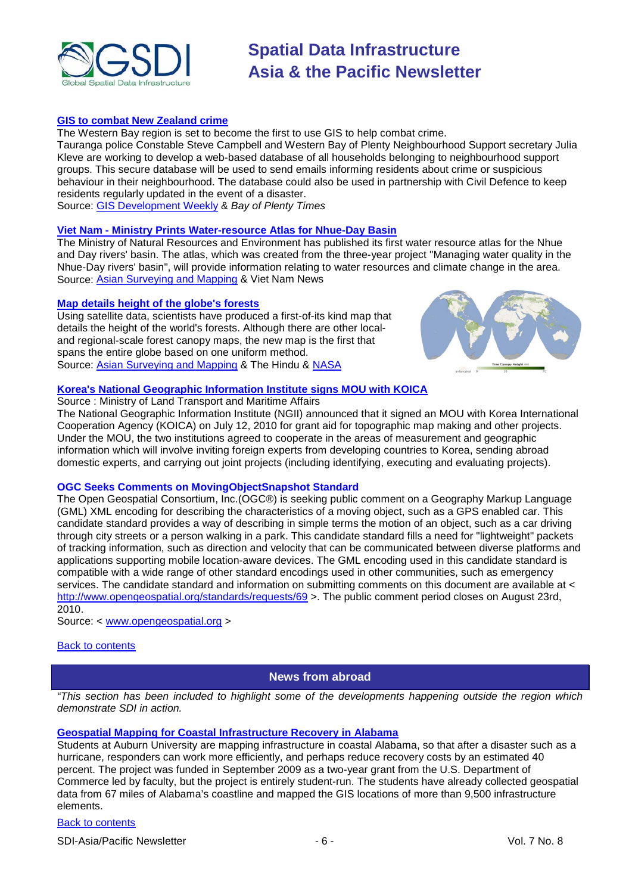### GIS to combat New Zealand crime

The Western Bay region is set to become the first to use GIS to help combat crime.

Tauranga police Constable Steve Campbell and Western Bay of Plenty Neighbourhood Support secretary Julia Kleve are working to develop a web-based database of all households belonging to neighbourhood support groups. This secure database will be used to send emails informing residents about crime or suspicious behaviour in their neighbourhood. The database could also be used in partnership with Civil Defence to keep residents regularly updated in the event of a disaster.

Source: GIS Development Weekly & *Bay of Plenty Times*

### Viet Nam - Ministry Prints Water-resource Atlas for Nhue-Day Basin

The Ministry of Natural Resources and Environment has published its first water resource atlas for the Nhue and Day rivers' basin. The atlas, which was created from the three-year project "Managing water quality in the Nhue-Day rivers' basin", will provide information relating to water resources and climate change in the area.

Source: Asian Surveying and Mapping & Viet Nam News

### Map details height of the globe's forests

Using satellite data, scientists have produced a first-of-its kind map that details the height of the world's forests. Although there are other local- and regional-scale forest canopy maps, the new map is the first that spans the entire globe based on one uniform method.

Source: Asian Surveying and Mapping & The Hindu & NASA

### Korea's National Geographic Information Institute signs MOU with KOICA

Source : Ministry of Land Transport and Maritime Affairs

The National Geographic Information Institute (NGII) announced that it signed an MOU with Korea International Cooperation Agency (KOICA) on July 12, 2010 for grant aid for topographic map making and other projects. Under the MOU, the two institutions agreed to cooperate in the areas of measurement and geographic information which will involve inviting foreign experts from developing countries to Korea, sending abroad domestic experts, and carrying out joint projects (including identifying, executing and evaluating projects).

### OGC Seeks Comments on MovingObjectSnapshot Standard

The Open Geospatial Consortium, Inc.(OGC®) is seeking public comment on a Geography Markup Language (GML) XML encoding for describing the characteristics of a moving object, such as a GPS enabled car. This candidate standard provides a way of describing in simple terms the motion of an object, such as a car driving through city streets or a person walking in a park. This candidate standard fills a need for "lightweight" packets of tracking information, such as direction and velocity that can be communicated between diverse platforms and applications supporting mobile location-aware devices. The GML encoding used in this candidate standard is compatible with a wide range of other standard encodings used in other communities, such as emergency services. The candidate standard and information on submitting comments on this document are available at < http://www.opengeospatial.org/standards/requests/69 >. The public comment period closes on August 23rd, 2010.

Source: < www.opengeospatial.org >

Back to contents

## News from abroad

*"This section has been included to highlight some of the developments happening outside the region which demonstrate SDI in action.*

### Geospatial Mapping for Coastal Infrastructure Recovery in Alabama

Students at Auburn University are mapping infrastructure in coastal Alabama, so that after a disaster such as a hurricane, responders can work more efficiently, and perhaps reduce recovery costs by an estimated 40 percent. The project was funded in September 2009 as a two-year grant from the U.S. Department of Commerce led by faculty, but the project is entirely student-run. The students have already collected geospatial data from 67 miles of Alabama's coastline and mapped the GIS locations of more than 9,500 infrastructure elements.

Back to contents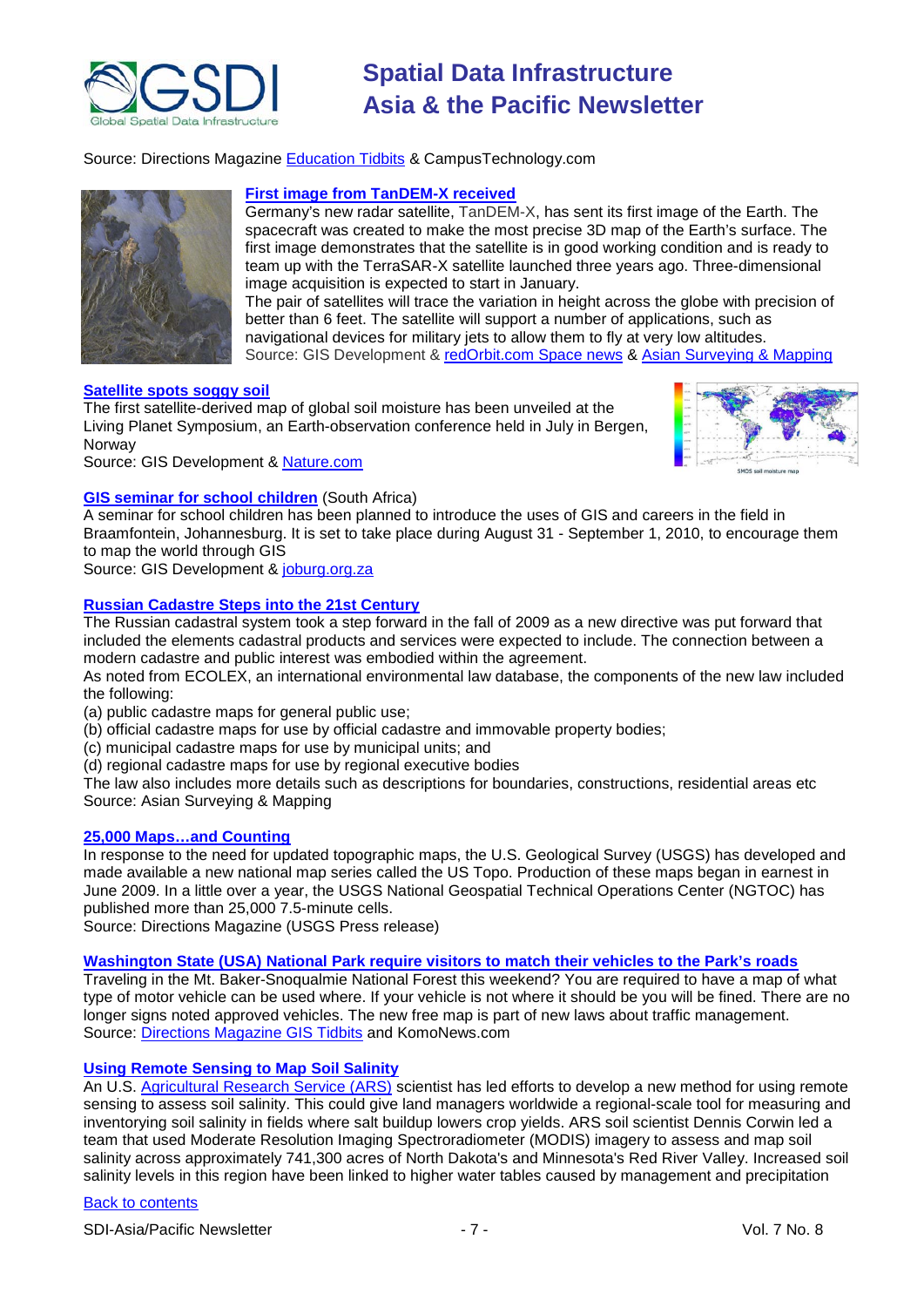Source: Directions Magazine Education Tidbits & CampusTechnology.com

### First image from TanDEM-X received

Germany's new radar satellite, TanDEM-X, has sent its first image of the Earth. The spacecraft was created to make the most precise 3D map of the Earth's surface. The first image demonstrates that the satellite is in good working condition and is ready to team up with the TerraSAR-X satellite launched three years ago. Three-dimensional image acquisition is expected to start in January.

The pair of satellites will trace the variation in height across the globe with precision of better than 6 feet. The satellite will support a number of applications, such as navigational devices for military jets to allow them to fly at very low altitudes.

Source: GIS Development & redOrbit.com Space news & Asian Surveying & Mapping

### Satellite spots soggy soil

The first satellite-derived map of global soil moisture has been unveiled at the Living Planet Symposium, an Earth-observation conference held in July in Bergen, Norway

Source: GIS Development & Nature.com

### GIS seminar for school children (South Africa)

A seminar for school children has been planned to introduce the uses of GIS and careers in the field in Braamfontein, Johannesburg. It is set to take place during August 31 - September 1, 2010, to encourage them to map the world through GIS

Source: GIS Development & joburg.org.za

### Russian Cadastre Steps into the 21st Century

The Russian cadastral system took a step forward in the fall of 2009 as a new directive was put forward that included the elements cadastral products and services were expected to include. The connection between a modern cadastre and public interest was embodied within the agreement.

As noted from ECOLEX, an international environmental law database, the components of the new law included the following:

(a) public cadastre maps for general public use;
(b) official cadastre maps for use by official cadastre and immovable property bodies;
(c) municipal cadastre maps for use by municipal units; and
(d) regional cadastre maps for use by regional executive bodies

The law also includes more details such as descriptions for boundaries, constructions, residential areas etc

Source: Asian Surveying & Mapping

### 25,000 Maps…and Counting

In response to the need for updated topographic maps, the U.S. Geological Survey (USGS) has developed and made available a new national map series called the US Topo. Production of these maps began in earnest in June 2009. In a little over a year, the USGS National Geospatial Technical Operations Center (NGTOC) has published more than 25,000 7.5-minute cells.

Source: Directions Magazine (USGS Press release)

### Washington State (USA) National Park require visitors to match their vehicles to the Park's roads

Traveling in the Mt. Baker-Snoqualmie National Forest this weekend? You are required to have a map of what type of motor vehicle can be used where. If your vehicle is not where it should be you will be fined. There are no longer signs noted approved vehicles. The new free map is part of new laws about traffic management.

Source: Directions Magazine GIS Tidbits and KomoNews.com

### Using Remote Sensing to Map Soil Salinity

An U.S. Agricultural Research Service (ARS) scientist has led efforts to develop a new method for using remote sensing to assess soil salinity. This could give land managers worldwide a regional-scale tool for measuring and inventorying soil salinity in fields where salt buildup lowers crop yields. ARS soil scientist Dennis Corwin led a team that used Moderate Resolution Imaging Spectroradiometer (MODIS) imagery to assess and map soil salinity across approximately 741,300 acres of North Dakota's and Minnesota's Red River Valley. Increased soil salinity levels in this region have been linked to higher water tables caused by management and precipitation

Back to contents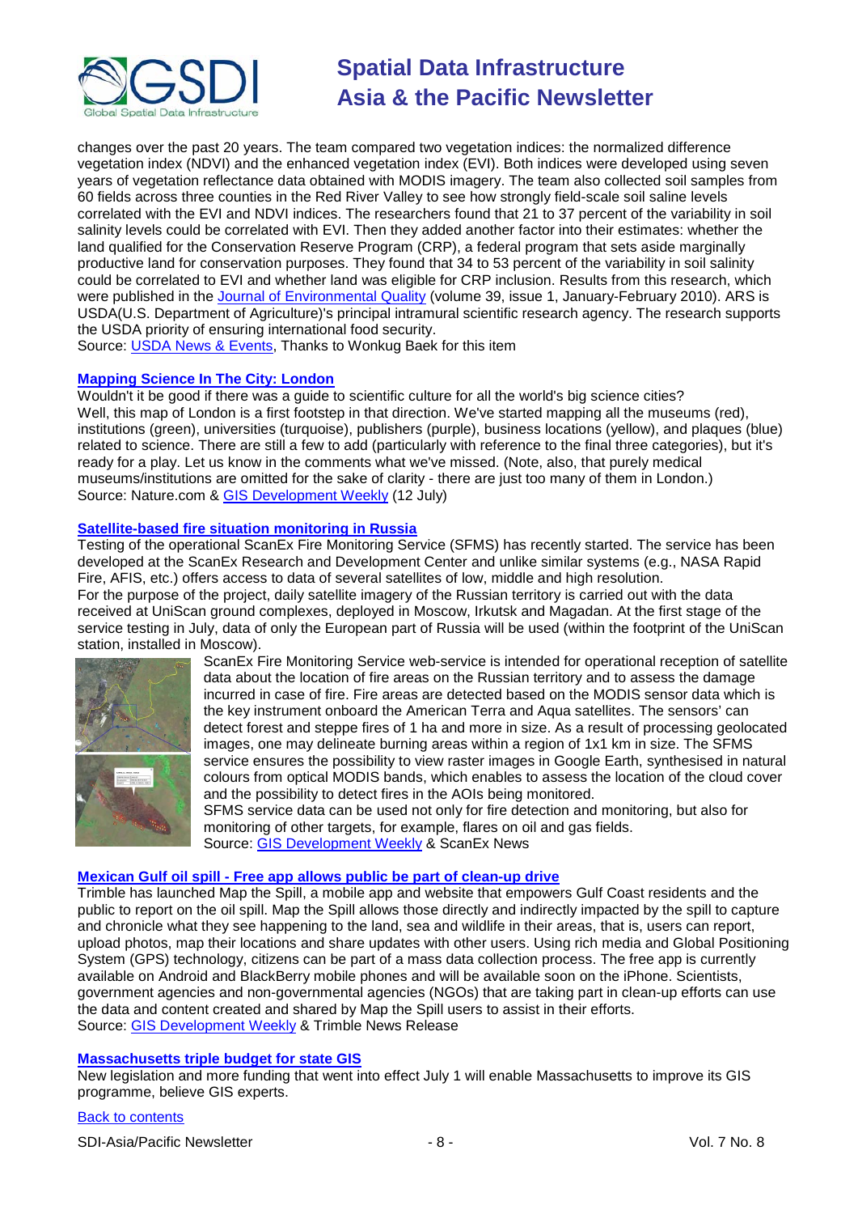changes over the past 20 years. The team compared two vegetation indices: the normalized difference vegetation index (NDVI) and the enhanced vegetation index (EVI). Both indices were developed using seven years of vegetation reflectance data obtained with MODIS imagery. The team also collected soil samples from 60 fields across three counties in the Red River Valley to see how strongly field-scale soil saline levels correlated with the EVI and NDVI indices. The researchers found that 21 to 37 percent of the variability in soil salinity levels could be correlated with EVI. Then they added another factor into their estimates: whether the land qualified for the Conservation Reserve Program (CRP), a federal program that sets aside marginally productive land for conservation purposes. They found that 34 to 53 percent of the variability in soil salinity could be correlated to EVI and whether land was eligible for CRP inclusion. Results from this research, which were published in the Journal of Environmental Quality (volume 39, issue 1, January-February 2010). ARS is USDA(U.S. Department of Agriculture)'s principal intramural scientific research agency. The research supports the USDA priority of ensuring international food security.
Source: USDA News & Events, Thanks to Wonkug Baek for this item

### Mapping Science In The City: London

Wouldn't it be good if there was a guide to scientific culture for all the world's big science cities? Well, this map of London is a first footstep in that direction. We've started mapping all the museums (red), institutions (green), universities (turquoise), publishers (purple), business locations (yellow), and plaques (blue) related to science. There are still a few to add (particularly with reference to the final three categories), but it's ready for a play. Let us know in the comments what we've missed. (Note, also, that purely medical museums/institutions are omitted for the sake of clarity - there are just too many of them in London.)
Source: Nature.com & GIS Development Weekly (12 July)

### Satellite-based fire situation monitoring in Russia

Testing of the operational ScanEx Fire Monitoring Service (SFMS) has recently started. The service has been developed at the ScanEx Research and Development Center and unlike similar systems (e.g., NASA Rapid Fire, AFIS, etc.) offers access to data of several satellites of low, middle and high resolution.
For the purpose of the project, daily satellite imagery of the Russian territory is carried out with the data received at UniScan ground complexes, deployed in Moscow, Irkutsk and Magadan. At the first stage of the service testing in July, data of only the European part of Russia will be used (within the footprint of the UniScan station, installed in Moscow).

ScanEx Fire Monitoring Service web-service is intended for operational reception of satellite data about the location of fire areas on the Russian territory and to assess the damage incurred in case of fire. Fire areas are detected based on the MODIS sensor data which is the key instrument onboard the American Terra and Aqua satellites. The sensors' can detect forest and steppe fires of 1 ha and more in size. As a result of processing geolocated images, one may delineate burning areas within a region of 1x1 km in size. The SFMS service ensures the possibility to view raster images in Google Earth, synthesised in natural colours from optical MODIS bands, which enables to assess the location of the cloud cover and the possibility to detect fires in the AOIs being monitored.
SFMS service data can be used not only for fire detection and monitoring, but also for monitoring of other targets, for example, flares on oil and gas fields.
Source: GIS Development Weekly & ScanEx News

### Mexican Gulf oil spill - Free app allows public be part of clean-up drive

Trimble has launched Map the Spill, a mobile app and website that empowers Gulf Coast residents and the public to report on the oil spill. Map the Spill allows those directly and indirectly impacted by the spill to capture and chronicle what they see happening to the land, sea and wildlife in their areas, that is, users can report, upload photos, map their locations and share updates with other users. Using rich media and Global Positioning System (GPS) technology, citizens can be part of a mass data collection process. The free app is currently available on Android and BlackBerry mobile phones and will be available soon on the iPhone. Scientists, government agencies and non-governmental agencies (NGOs) that are taking part in clean-up efforts can use the data and content created and shared by Map the Spill users to assist in their efforts.
Source: GIS Development Weekly & Trimble News Release

### Massachusetts triple budget for state GIS

New legislation and more funding that went into effect July 1 will enable Massachusetts to improve its GIS programme, believe GIS experts.

Back to contents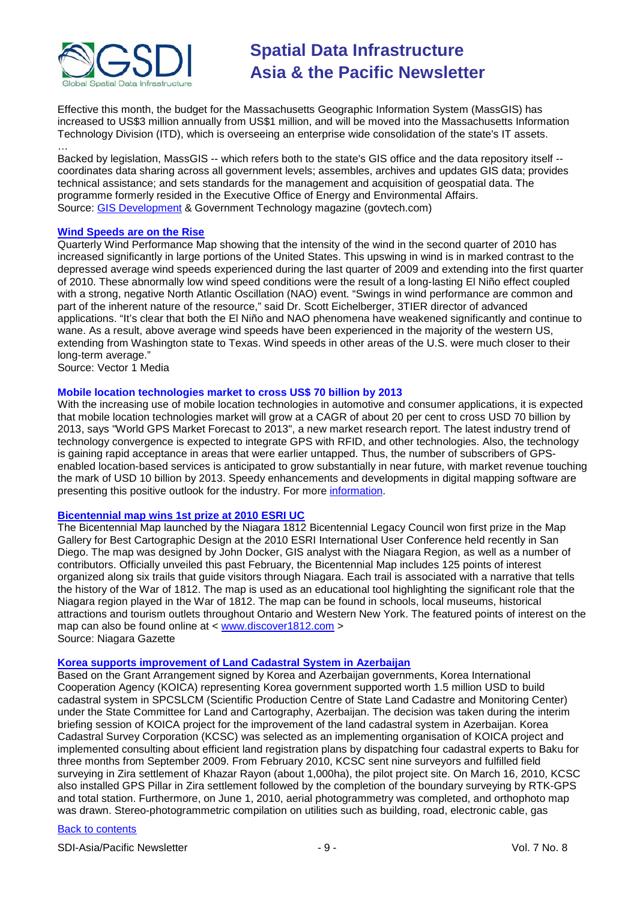Effective this month, the budget for the Massachusetts Geographic Information System (MassGIS) has increased to US$3 million annually from US$1 million, and will be moved into the Massachusetts Information Technology Division (ITD), which is overseeing an enterprise wide consolidation of the state's IT assets.
…
Backed by legislation, MassGIS -- which refers both to the state's GIS office and the data repository itself -- coordinates data sharing across all government levels; assembles, archives and updates GIS data; provides technical assistance; and sets standards for the management and acquisition of geospatial data. The programme formerly resided in the Executive Office of Energy and Environmental Affairs.
Source: GIS Development & Government Technology magazine (govtech.com)

### Wind Speeds are on the Rise

Quarterly Wind Performance Map showing that the intensity of the wind in the second quarter of 2010 has increased significantly in large portions of the United States. This upswing in wind is in marked contrast to the depressed average wind speeds experienced during the last quarter of 2009 and extending into the first quarter of 2010. These abnormally low wind speed conditions were the result of a long-lasting El Niño effect coupled with a strong, negative North Atlantic Oscillation (NAO) event. "Swings in wind performance are common and part of the inherent nature of the resource," said Dr. Scott Eichelberger, 3TIER director of advanced applications. "It's clear that both the El Niño and NAO phenomena have weakened significantly and continue to wane. As a result, above average wind speeds have been experienced in the majority of the western US, extending from Washington state to Texas. Wind speeds in other areas of the U.S. were much closer to their long-term average."
Source: Vector 1 Media

### Mobile location technologies market to cross US$ 70 billion by 2013

With the increasing use of mobile location technologies in automotive and consumer applications, it is expected that mobile location technologies market will grow at a CAGR of about 20 per cent to cross USD 70 billion by 2013, says "World GPS Market Forecast to 2013", a new market research report. The latest industry trend of technology convergence is expected to integrate GPS with RFID, and other technologies. Also, the technology is gaining rapid acceptance in areas that were earlier untapped. Thus, the number of subscribers of GPS-enabled location-based services is anticipated to grow substantially in near future, with market revenue touching the mark of USD 10 billion by 2013. Speedy enhancements and developments in digital mapping software are presenting this positive outlook for the industry. For more information.

### Bicentennial map wins 1st prize at 2010 ESRI UC

The Bicentennial Map launched by the Niagara 1812 Bicentennial Legacy Council won first prize in the Map Gallery for Best Cartographic Design at the 2010 ESRI International User Conference held recently in San Diego. The map was designed by John Docker, GIS analyst with the Niagara Region, as well as a number of contributors. Officially unveiled this past February, the Bicentennial Map includes 125 points of interest organized along six trails that guide visitors through Niagara. Each trail is associated with a narrative that tells the history of the War of 1812. The map is used as an educational tool highlighting the significant role that the Niagara region played in the War of 1812. The map can be found in schools, local museums, historical attractions and tourism outlets throughout Ontario and Western New York. The featured points of interest on the map can also be found online at < www.discover1812.com >
Source: Niagara Gazette

### Korea supports improvement of Land Cadastral System in Azerbaijan

Based on the Grant Arrangement signed by Korea and Azerbaijan governments, Korea International Cooperation Agency (KOICA) representing Korea government supported worth 1.5 million USD to build cadastral system in SPCSLCM (Scientific Production Centre of State Land Cadastre and Monitoring Center) under the State Committee for Land and Cartography, Azerbaijan. The decision was taken during the interim briefing session of KOICA project for the improvement of the land cadastral system in Azerbaijan. Korea Cadastral Survey Corporation (KCSC) was selected as an implementing organisation of KOICA project and implemented consulting about efficient land registration plans by dispatching four cadastral experts to Baku for three months from September 2009. From February 2010, KCSC sent nine surveyors and fulfilled field surveying in Zira settlement of Khazar Rayon (about 1,000ha), the pilot project site. On March 16, 2010, KCSC also installed GPS Pillar in Zira settlement followed by the completion of the boundary surveying by RTK-GPS and total station. Furthermore, on June 1, 2010, aerial photogrammetry was completed, and orthophoto map was drawn. Stereo-photogrammetric compilation on utilities such as building, road, electronic cable, gas

Back to contents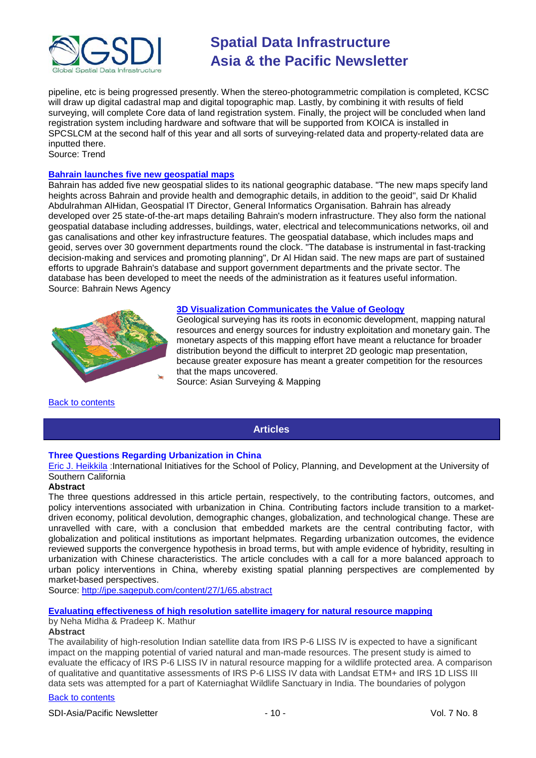pipeline, etc is being progressed presently. When the stereo-photogrammetric compilation is completed, KCSC will draw up digital cadastral map and digital topographic map. Lastly, by combining it with results of field surveying, will complete Core data of land registration system. Finally, the project will be concluded when land registration system including hardware and software that will be supported from KOICA is installed in SPCSLCM at the second half of this year and all sorts of surveying-related data and property-related data are inputted there.
Source: Trend

### Bahrain launches five new geospatial maps

Bahrain has added five new geospatial slides to its national geographic database. "The new maps specify land heights across Bahrain and provide health and demographic details, in addition to the geoid", said Dr Khalid Abdulrahman AlHidan, Geospatial IT Director, General Informatics Organisation. Bahrain has already developed over 25 state-of-the-art maps detailing Bahrain's modern infrastructure. They also form the national geospatial database including addresses, buildings, water, electrical and telecommunications networks, oil and gas canalisations and other key infrastructure features. The geospatial database, which includes maps and geoid, serves over 30 government departments round the clock. "The database is instrumental in fast-tracking decision-making and services and promoting planning", Dr Al Hidan said. The new maps are part of sustained efforts to upgrade Bahrain's database and support government departments and the private sector. The database has been developed to meet the needs of the administration as it features useful information.
Source: Bahrain News Agency

### 3D Visualization Communicates the Value of Geology

Geological surveying has its roots in economic development, mapping natural resources and energy sources for industry exploitation and monetary gain. The monetary aspects of this mapping effort have meant a reluctance for broader distribution beyond the difficult to interpret 2D geologic map presentation, because greater exposure has meant a greater competition for the resources that the maps uncovered.
Source: Asian Surveying & Mapping

Back to contents

## Articles

### Three Questions Regarding Urbanization in China

Eric J. Heikkila :International Initiatives for the School of Policy, Planning, and Development at the University of Southern California

**Abstract**

The three questions addressed in this article pertain, respectively, to the contributing factors, outcomes, and policy interventions associated with urbanization in China. Contributing factors include transition to a market-driven economy, political devolution, demographic changes, globalization, and technological change. These are unravelled with care, with a conclusion that embedded markets are the central contributing factor, with globalization and political institutions as important helpmates. Regarding urbanization outcomes, the evidence reviewed supports the convergence hypothesis in broad terms, but with ample evidence of hybridity, resulting in urbanization with Chinese characteristics. The article concludes with a call for a more balanced approach to urban policy interventions in China, whereby existing spatial planning perspectives are complemented by market-based perspectives.
Source: http://jpe.sagepub.com/content/27/1/65.abstract

### Evaluating effectiveness of high resolution satellite imagery for natural resource mapping

by Neha Midha & Pradeep K. Mathur

**Abstract**

The availability of high-resolution Indian satellite data from IRS P-6 LISS IV is expected to have a significant impact on the mapping potential of varied natural and man-made resources. The present study is aimed to evaluate the efficacy of IRS P-6 LISS IV in natural resource mapping for a wildlife protected area. A comparison of qualitative and quantitative assessments of IRS P-6 LISS IV data with Landsat ETM+ and IRS 1D LISS III data sets was attempted for a part of Katerniaghat Wildlife Sanctuary in India. The boundaries of polygon

Back to contents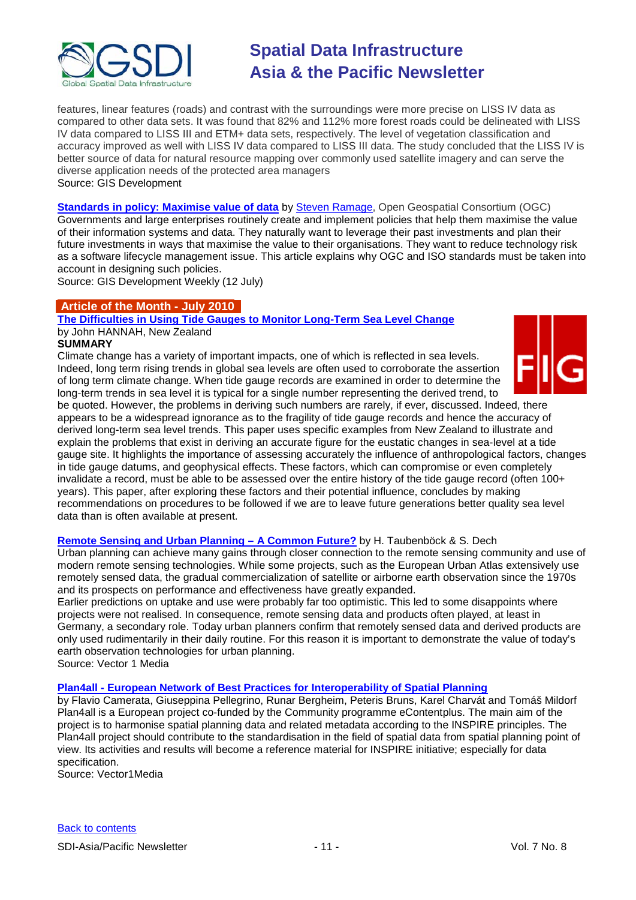features, linear features (roads) and contrast with the surroundings were more precise on LISS IV data as compared to other data sets. It was found that 82% and 112% more forest roads could be delineated with LISS IV data compared to LISS III and ETM+ data sets, respectively. The level of vegetation classification and accuracy improved as well with LISS IV data compared to LISS III data. The study concluded that the LISS IV is better source of data for natural resource mapping over commonly used satellite imagery and can serve the diverse application needs of the protected area managers
Source: GIS Development

**Standards in policy: Maximise value of data** by Steven Ramage, Open Geospatial Consortium (OGC)
Governments and large enterprises routinely create and implement policies that help them maximise the value of their information systems and data. They naturally want to leverage their past investments and plan their future investments in ways that maximise the value to their organisations. They want to reduce technology risk as a software lifecycle management issue. This article explains why OGC and ISO standards must be taken into account in designing such policies.
Source: GIS Development Weekly (12 July)

## Article of the Month - July 2010

**The Difficulties in Using Tide Gauges to Monitor Long-Term Sea Level Change**
by John HANNAH, New Zealand

**SUMMARY**

Climate change has a variety of important impacts, one of which is reflected in sea levels. Indeed, long term rising trends in global sea levels are often used to corroborate the assertion of long term climate change. When tide gauge records are examined in order to determine the long-term trends in sea level it is typical for a single number representing the derived trend, to be quoted. However, the problems in deriving such numbers are rarely, if ever, discussed. Indeed, there appears to be a widespread ignorance as to the fragility of tide gauge records and hence the accuracy of derived long-term sea level trends. This paper uses specific examples from New Zealand to illustrate and explain the problems that exist in deriving an accurate figure for the eustatic changes in sea-level at a tide gauge site. It highlights the importance of assessing accurately the influence of anthropological factors, changes in tide gauge datums, and geophysical effects. These factors, which can compromise or even completely invalidate a record, must be able to be assessed over the entire history of the tide gauge record (often 100+ years). This paper, after exploring these factors and their potential influence, concludes by making recommendations on procedures to be followed if we are to leave future generations better quality sea level data than is often available at present.

**Remote Sensing and Urban Planning – A Common Future?** by H. Taubenböck & S. Dech
Urban planning can achieve many gains through closer connection to the remote sensing community and use of modern remote sensing technologies. While some projects, such as the European Urban Atlas extensively use remotely sensed data, the gradual commercialization of satellite or airborne earth observation since the 1970s and its prospects on performance and effectiveness have greatly expanded.
Earlier predictions on uptake and use were probably far too optimistic. This led to some disappoints where projects were not realised. In consequence, remote sensing data and products often played, at least in Germany, a secondary role. Today urban planners confirm that remotely sensed data and derived products are only used rudimentarily in their daily routine. For this reason it is important to demonstrate the value of today's earth observation technologies for urban planning.
Source: Vector 1 Media

**Plan4all - European Network of Best Practices for Interoperability of Spatial Planning**
by Flavio Camerata, Giuseppina Pellegrino, Runar Bergheim, Peteris Bruns, Karel Charvát and Tomáš Mildorf
Plan4all is a European project co-funded by the Community programme eContentplus. The main aim of the project is to harmonise spatial planning data and related metadata according to the INSPIRE principles. The Plan4all project should contribute to the standardisation in the field of spatial data from spatial planning point of view. Its activities and results will become a reference material for INSPIRE initiative; especially for data specification.
Source: Vector1Media

Back to contents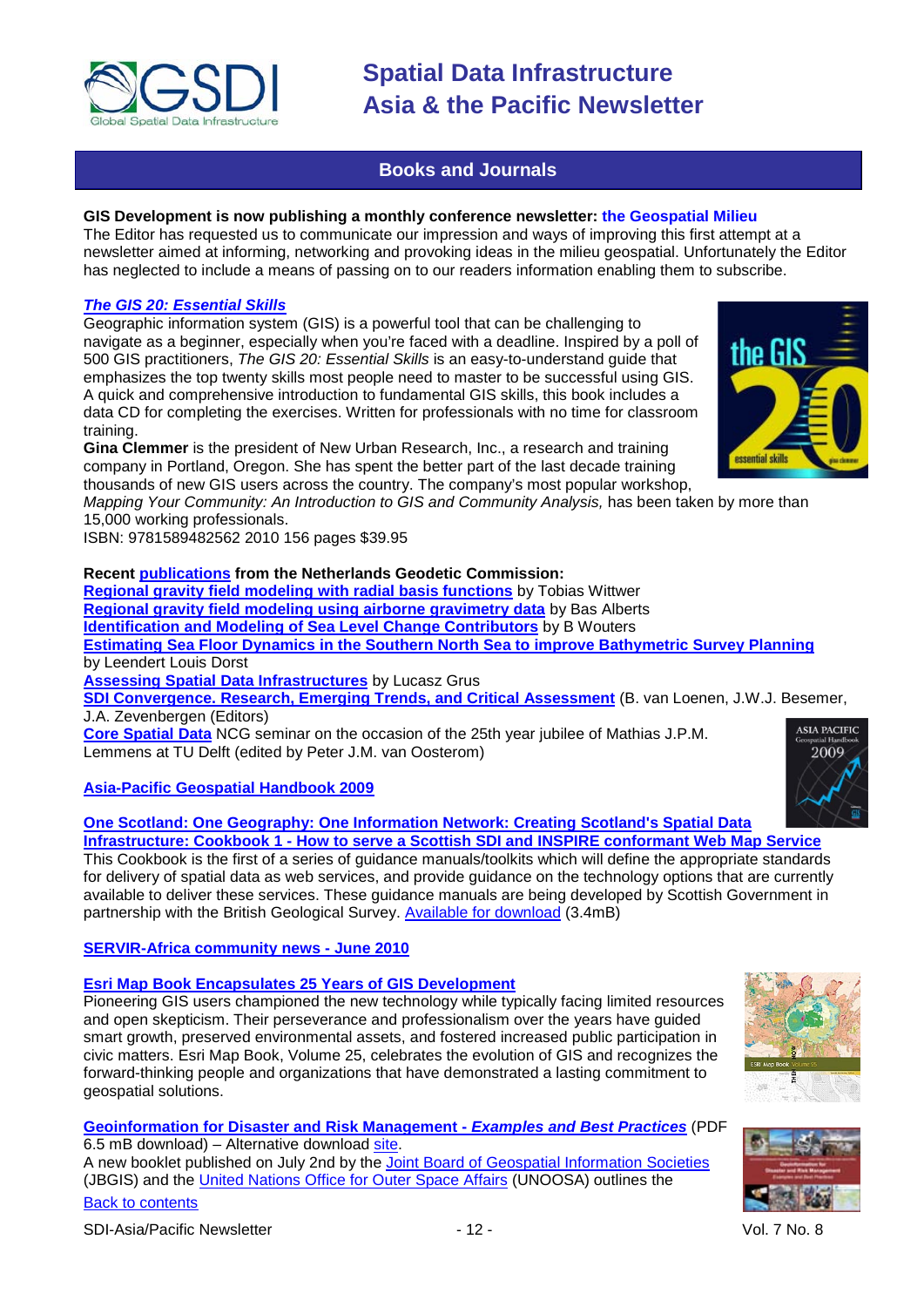## Books and Journals

**GIS Development is now publishing a monthly conference newsletter: the Geospatial Milieu**
The Editor has requested us to communicate our impression and ways of improving this first attempt at a newsletter aimed at informing, networking and provoking ideas in the milieu geospatial. Unfortunately the Editor has neglected to include a means of passing on to our readers information enabling them to subscribe.

***The GIS 20: Essential Skills***
Geographic information system (GIS) is a powerful tool that can be challenging to navigate as a beginner, especially when you're faced with a deadline. Inspired by a poll of 500 GIS practitioners, *The GIS 20: Essential Skills* is an easy-to-understand guide that emphasizes the top twenty skills most people need to master to be successful using GIS. A quick and comprehensive introduction to fundamental GIS skills, this book includes a data CD for completing the exercises. Written for professionals with no time for classroom training.
**Gina Clemmer** is the president of New Urban Research, Inc., a research and training company in Portland, Oregon. She has spent the better part of the last decade training thousands of new GIS users across the country. The company's most popular workshop, *Mapping Your Community: An Introduction to GIS and Community Analysis,* has been taken by more than 15,000 working professionals.
ISBN: 9781589482562 2010 156 pages $39.95

**Recent publications from the Netherlands Geodetic Commission:**
**Regional gravity field modeling with radial basis functions** by Tobias Wittwer
**Regional gravity field modeling using airborne gravimetry data** by Bas Alberts
**Identification and Modeling of Sea Level Change Contributors** by B Wouters
**Estimating Sea Floor Dynamics in the Southern North Sea to improve Bathymetric Survey Planning** by Leendert Louis Dorst
**Assessing Spatial Data Infrastructures** by Lucasz Grus
**SDI Convergence. Research, Emerging Trends, and Critical Assessment** (B. van Loenen, J.W.J. Besemer, J.A. Zevenbergen (Editors)
**Core Spatial Data** NCG seminar on the occasion of the 25th year jubilee of Mathias J.P.M. Lemmens at TU Delft (edited by Peter J.M. van Oosterom)

**Asia-Pacific Geospatial Handbook 2009**

**One Scotland: One Geography: One Information Network: Creating Scotland's Spatial Data Infrastructure: Cookbook 1 - How to serve a Scottish SDI and INSPIRE conformant Web Map Service**
This Cookbook is the first of a series of guidance manuals/toolkits which will define the appropriate standards for delivery of spatial data as web services, and provide guidance on the technology options that are currently available to deliver these services. These guidance manuals are being developed by Scottish Government in partnership with the British Geological Survey. Available for download (3.4mB)

**SERVIR-Africa community news - June 2010**

**Esri Map Book Encapsulates 25 Years of GIS Development**
Pioneering GIS users championed the new technology while typically facing limited resources and open skepticism. Their perseverance and professionalism over the years have guided smart growth, preserved environmental assets, and fostered increased public participation in civic matters. Esri Map Book, Volume 25, celebrates the evolution of GIS and recognizes the forward-thinking people and organizations that have demonstrated a lasting commitment to geospatial solutions.

**Geoinformation for Disaster and Risk Management - *Examples and Best Practices*** (PDF 6.5 mB download) – Alternative download site.
A new booklet published on July 2nd by the Joint Board of Geospatial Information Societies (JBGIS) and the United Nations Office for Outer Space Affairs (UNOOSA) outlines the

Back to contents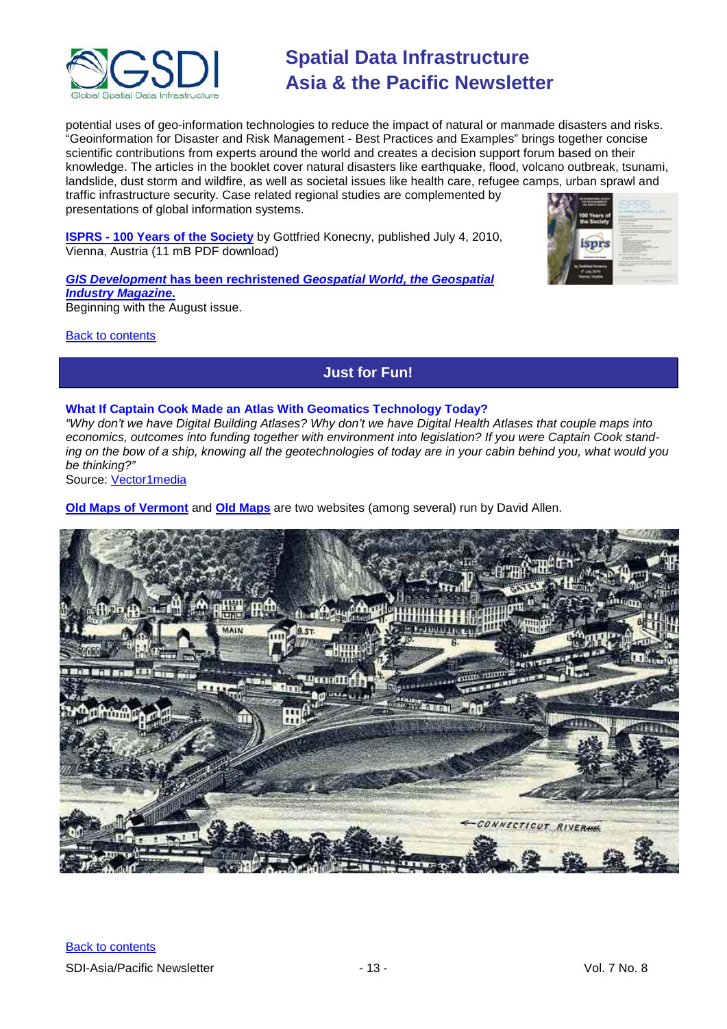potential uses of geo-information technologies to reduce the impact of natural or manmade disasters and risks. "Geoinformation for Disaster and Risk Management - Best Practices and Examples" brings together concise scientific contributions from experts around the world and creates a decision support forum based on their knowledge. The articles in the booklet cover natural disasters like earthquake, flood, volcano outbreak, tsunami, landslide, dust storm and wildfire, as well as societal issues like health care, refugee camps, urban sprawl and traffic infrastructure security. Case related regional studies are complemented by presentations of global information systems.

**ISPRS - 100 Years of the Society** by Gottfried Konecny, published July 4, 2010, Vienna, Austria (11 mB PDF download)

***GIS Development* has been rechristened *Geospatial World, the Geospatial Industry Magazine*.**
Beginning with the August issue.

Back to contents

## Just for Fun!

**What If Captain Cook Made an Atlas With Geomatics Technology Today?**
*"Why don't we have Digital Building Atlases? Why don't we have Digital Health Atlases that couple maps into economics, outcomes into funding together with environment into legislation? If you were Captain Cook standing on the bow of a ship, knowing all the geotechnologies of today are in your cabin behind you, what would you be thinking?"*
Source: Vector1media

**Old Maps of Vermont** and **Old Maps** are two websites (among several) run by David Allen.

Back to contents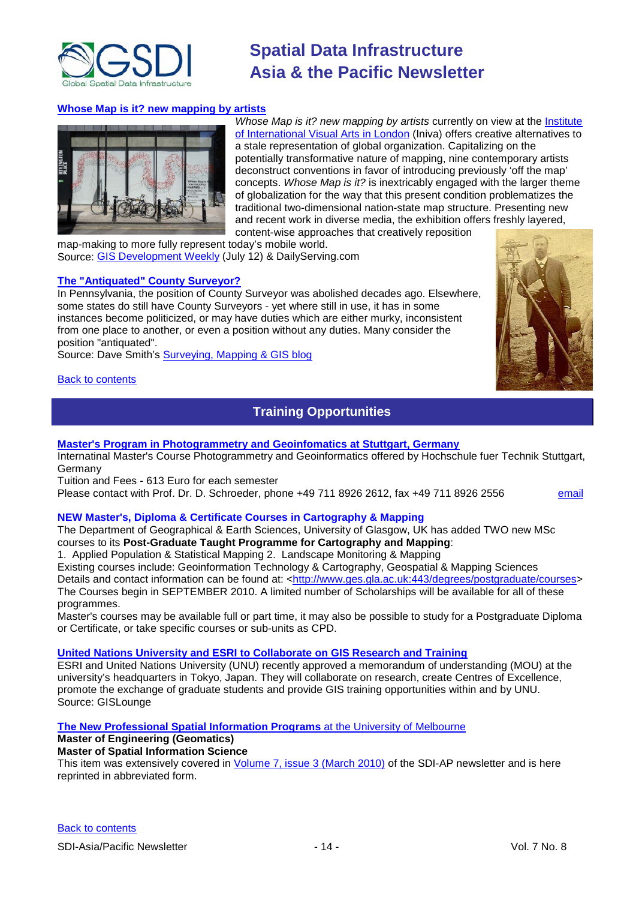### Whose Map is it? new mapping by artists

*Whose Map is it? new mapping by artists* currently on view at the Institute of International Visual Arts in London (Iniva) offers creative alternatives to a stale representation of global organization. Capitalizing on the potentially transformative nature of mapping, nine contemporary artists deconstruct conventions in favor of introducing previously 'off the map' concepts. *Whose Map is it?* is inextricably engaged with the larger theme of globalization for the way that this present condition problematizes the traditional two-dimensional nation-state map structure. Presenting new and recent work in diverse media, the exhibition offers freshly layered, content-wise approaches that creatively reposition map-making to more fully represent today's mobile world.

Source: GIS Development Weekly (July 12) & DailyServing.com

### The "Antiquated" County Surveyor?

In Pennsylvania, the position of County Surveyor was abolished decades ago. Elsewhere, some states do still have County Surveyors - yet where still in use, it has in some instances become politicized, or may have duties which are either murky, inconsistent from one place to another, or even a position without any duties. Many consider the position "antiquated".

Source: Dave Smith's Surveying, Mapping & GIS blog

Back to contents

## Training Opportunities

### Master's Program in Photogrammetry and Geoinfomatics at Stuttgart, Germany

Internatinal Master's Course Photogrammetry and Geoinformatics offered by Hochschule fuer Technik Stuttgart, Germany

Tuition and Fees - 613 Euro for each semester

Please contact with Prof. Dr. D. Schroeder, phone +49 711 8926 2612, fax +49 711 8926 2556 email

### NEW Master's, Diploma & Certificate Courses in Cartography & Mapping

The Department of Geographical & Earth Sciences, University of Glasgow, UK has added TWO new MSc courses to its **Post-Graduate Taught Programme for Cartography and Mapping**:

1. Applied Population & Statistical Mapping 2. Landscape Monitoring & Mapping

Existing courses include: Geoinformation Technology & Cartography, Geospatial & Mapping Sciences

Details and contact information can be found at: <http://www.ges.gla.ac.uk:443/degrees/postgraduate/courses>

The Courses begin in SEPTEMBER 2010. A limited number of Scholarships will be available for all of these programmes.

Master's courses may be available full or part time, it may also be possible to study for a Postgraduate Diploma or Certificate, or take specific courses or sub-units as CPD.

### United Nations University and ESRI to Collaborate on GIS Research and Training

ESRI and United Nations University (UNU) recently approved a memorandum of understanding (MOU) at the university's headquarters in Tokyo, Japan. They will collaborate on research, create Centres of Excellence, promote the exchange of graduate students and provide GIS training opportunities within and by UNU.

Source: GISLounge

### The New Professional Spatial Information Programs at the University of Melbourne

**Master of Engineering (Geomatics)**

**Master of Spatial Information Science**

This item was extensively covered in Volume 7, issue 3 (March 2010) of the SDI-AP newsletter and is here reprinted in abbreviated form.

Back to contents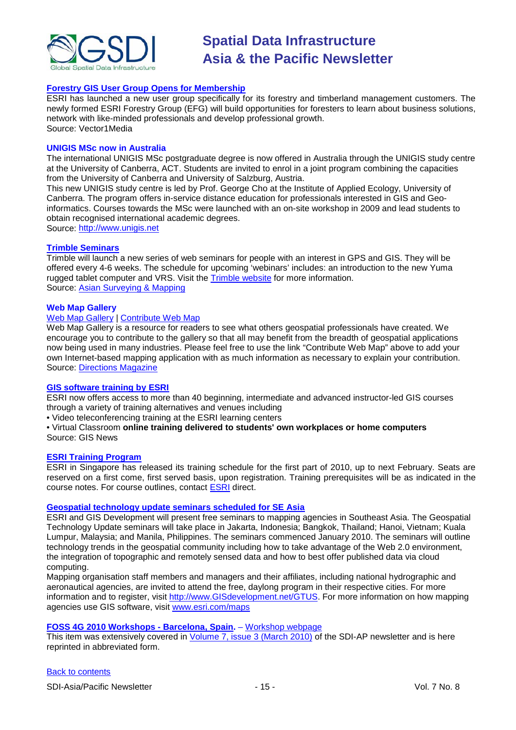### [Forestry GIS User Group Opens for Membership]

ESRI has launched a new user group specifically for its forestry and timberland management customers. The newly formed ESRI Forestry Group (EFG) will build opportunities for foresters to learn about business solutions, network with like-minded professionals and develop professional growth.
Source: Vector1Media

### UNIGIS MSc now in Australia

The international UNIGIS MSc postgraduate degree is now offered in Australia through the UNIGIS study centre at the University of Canberra, ACT. Students are invited to enrol in a joint program combining the capacities from the University of Canberra and University of Salzburg, Austria.
This new UNIGIS study centre is led by Prof. George Cho at the Institute of Applied Ecology, University of Canberra. The program offers in-service distance education for professionals interested in GIS and Geo-informatics. Courses towards the MSc were launched with an on-site workshop in 2009 and lead students to obtain recognised international academic degrees.
Source: http://www.unigis.net

### [Trimble Seminars]

Trimble will launch a new series of web seminars for people with an interest in GPS and GIS. They will be offered every 4-6 weeks. The schedule for upcoming 'webinars' includes: an introduction to the new Yuma rugged tablet computer and VRS. Visit the Trimble website for more information.
Source: Asian Surveying & Mapping

### Web Map Gallery

Web Map Gallery | Contribute Web Map

Web Map Gallery is a resource for readers to see what others geospatial professionals have created. We encourage you to contribute to the gallery so that all may benefit from the breadth of geospatial applications now being used in many industries. Please feel free to use the link "Contribute Web Map" above to add your own Internet-based mapping application with as much information as necessary to explain your contribution.
Source: Directions Magazine

### [GIS software training by ESRI]

ESRI now offers access to more than 40 beginning, intermediate and advanced instructor-led GIS courses through a variety of training alternatives and venues including

- Video teleconferencing training at the ESRI learning centers
- Virtual Classroom **online training delivered to students' own workplaces or home computers**

Source: GIS News

### [ESRI Training Program]

ESRI in Singapore has released its training schedule for the first part of 2010, up to next February. Seats are reserved on a first come, first served basis, upon registration. Training prerequisites will be as indicated in the course notes. For course outlines, contact ESRI direct.

### [Geospatial technology update seminars scheduled for SE Asia]

ESRI and GIS Development will present free seminars to mapping agencies in Southeast Asia. The Geospatial Technology Update seminars will take place in Jakarta, Indonesia; Bangkok, Thailand; Hanoi, Vietnam; Kuala Lumpur, Malaysia; and Manila, Philippines. The seminars commenced January 2010. The seminars will outline technology trends in the geospatial community including how to take advantage of the Web 2.0 environment, the integration of topographic and remotely sensed data and how to best offer published data via cloud computing.
Mapping organisation staff members and managers and their affiliates, including national hydrographic and aeronautical agencies, are invited to attend the free, daylong program in their respective cities. For more information and to register, visit http://www.GISdevelopment.net/GTUS. For more information on how mapping agencies use GIS software, visit www.esri.com/maps

### [FOSS 4G 2010 Workshops - Barcelona, Spain.] – Workshop webpage

This item was extensively covered in Volume 7, issue 3 (March 2010) of the SDI-AP newsletter and is here reprinted in abbreviated form.

Back to contents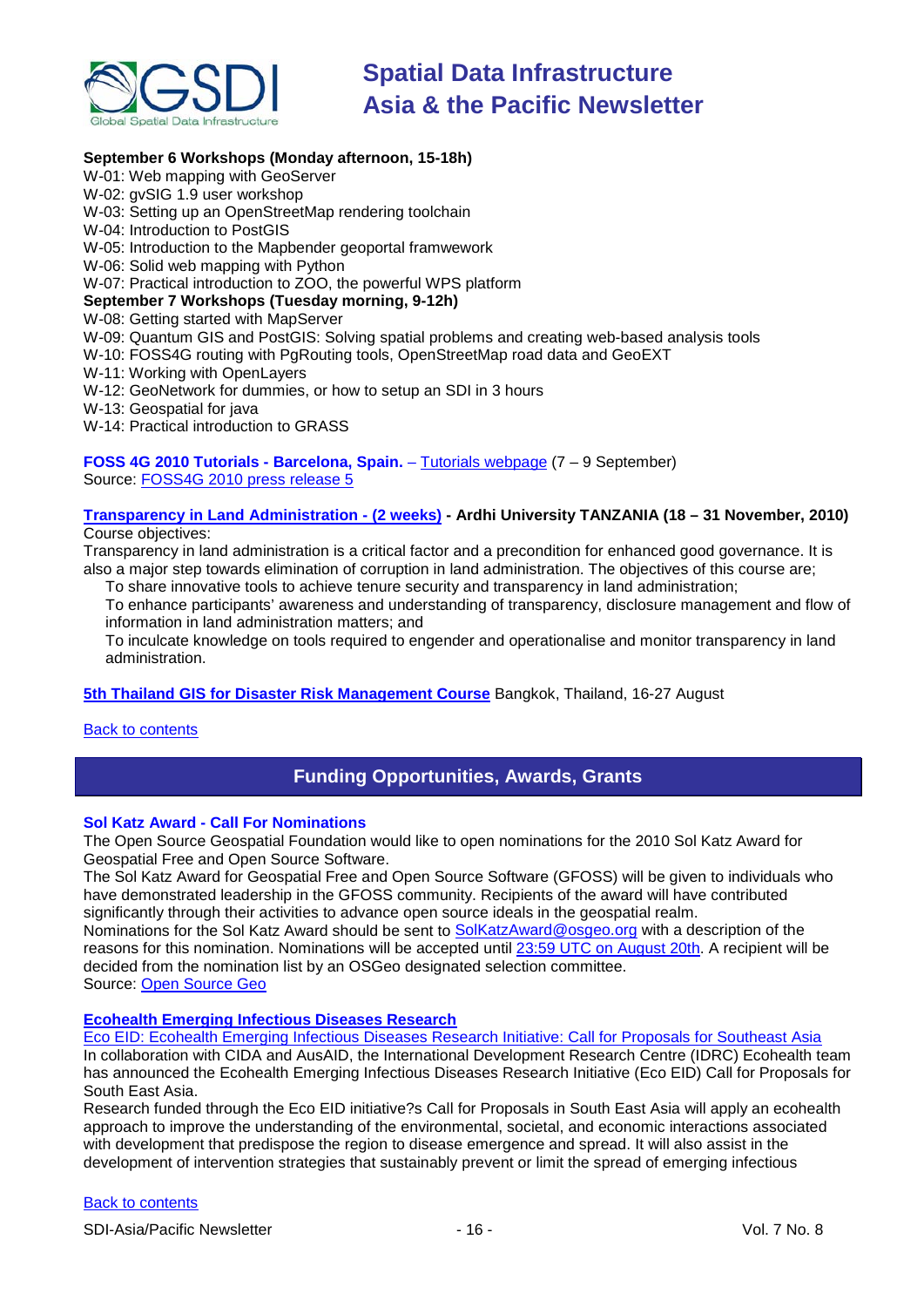**September 6 Workshops (Monday afternoon, 15-18h)**

W-01: Web mapping with GeoServer
W-02: gvSIG 1.9 user workshop
W-03: Setting up an OpenStreetMap rendering toolchain
W-04: Introduction to PostGIS
W-05: Introduction to the Mapbender geoportal framwework
W-06: Solid web mapping with Python
W-07: Practical introduction to ZOO, the powerful WPS platform

**September 7 Workshops (Tuesday morning, 9-12h)**

W-08: Getting started with MapServer
W-09: Quantum GIS and PostGIS: Solving spatial problems and creating web-based analysis tools
W-10: FOSS4G routing with PgRouting tools, OpenStreetMap road data and GeoEXT
W-11: Working with OpenLayers
W-12: GeoNetwork for dummies, or how to setup an SDI in 3 hours
W-13: Geospatial for java
W-14: Practical introduction to GRASS

**FOSS 4G 2010 Tutorials - Barcelona, Spain.** – Tutorials webpage (7 – 9 September)
Source: FOSS4G 2010 press release 5

**Transparency in Land Administration - (2 weeks) - Ardhi University TANZANIA (18 – 31 November, 2010)**
Course objectives:
Transparency in land administration is a critical factor and a precondition for enhanced good governance. It is also a major step towards elimination of corruption in land administration. The objectives of this course are;

- To share innovative tools to achieve tenure security and transparency in land administration;
- To enhance participants' awareness and understanding of transparency, disclosure management and flow of information in land administration matters; and
- To inculcate knowledge on tools required to engender and operationalise and monitor transparency in land administration.

**5th Thailand GIS for Disaster Risk Management Course** Bangkok, Thailand, 16-27 August

Back to contents

## Funding Opportunities, Awards, Grants

**Sol Katz Award - Call For Nominations**

The Open Source Geospatial Foundation would like to open nominations for the 2010 Sol Katz Award for Geospatial Free and Open Source Software.
The Sol Katz Award for Geospatial Free and Open Source Software (GFOSS) will be given to individuals who have demonstrated leadership in the GFOSS community. Recipients of the award will have contributed significantly through their activities to advance open source ideals in the geospatial realm.
Nominations for the Sol Katz Award should be sent to SolKatzAward@osgeo.org with a description of the reasons for this nomination. Nominations will be accepted until 23:59 UTC on August 20th. A recipient will be decided from the nomination list by an OSGeo designated selection committee.
Source: Open Source Geo

**Ecohealth Emerging Infectious Diseases Research**

Eco EID: Ecohealth Emerging Infectious Diseases Research Initiative: Call for Proposals for Southeast Asia
In collaboration with CIDA and AusAID, the International Development Research Centre (IDRC) Ecohealth team has announced the Ecohealth Emerging Infectious Diseases Research Initiative (Eco EID) Call for Proposals for South East Asia.
Research funded through the Eco EID initiative?s Call for Proposals in South East Asia will apply an ecohealth approach to improve the understanding of the environmental, societal, and economic interactions associated with development that predispose the region to disease emergence and spread. It will also assist in the development of intervention strategies that sustainably prevent or limit the spread of emerging infectious

Back to contents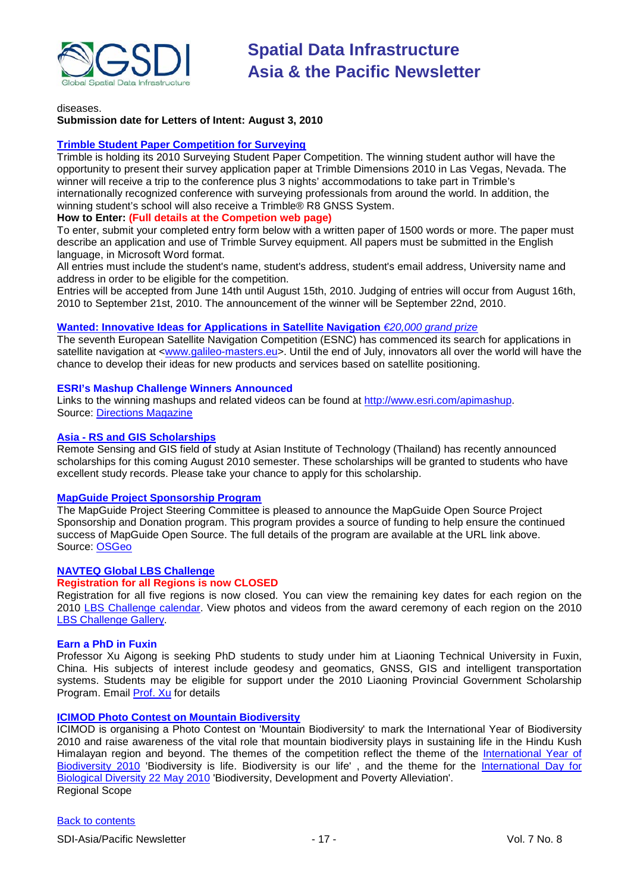diseases.
**Submission date for Letters of Intent: August 3, 2010**

### Trimble Student Paper Competition for Surveying

Trimble is holding its 2010 Surveying Student Paper Competition. The winning student author will have the opportunity to present their survey application paper at Trimble Dimensions 2010 in Las Vegas, Nevada. The winner will receive a trip to the conference plus 3 nights' accommodations to take part in Trimble's internationally recognized conference with surveying professionals from around the world. In addition, the winning student's school will also receive a Trimble® R8 GNSS System.

**How to Enter: (Full details at the Competion web page)**

To enter, submit your completed entry form below with a written paper of 1500 words or more. The paper must describe an application and use of Trimble Survey equipment. All papers must be submitted in the English language, in Microsoft Word format.

All entries must include the student's name, student's address, student's email address, University name and address in order to be eligible for the competition.

Entries will be accepted from June 14th until August 15th, 2010. Judging of entries will occur from August 16th, 2010 to September 21st, 2010. The announcement of the winner will be September 22nd, 2010.

### Wanted: Innovative Ideas for Applications in Satellite Navigation *€20,000 grand prize*

The seventh European Satellite Navigation Competition (ESNC) has commenced its search for applications in satellite navigation at <www.galileo-masters.eu>. Until the end of July, innovators all over the world will have the chance to develop their ideas for new products and services based on satellite positioning.

### ESRI's Mashup Challenge Winners Announced

Links to the winning mashups and related videos can be found at http://www.esri.com/apimashup.
Source: Directions Magazine

### Asia - RS and GIS Scholarships

Remote Sensing and GIS field of study at Asian Institute of Technology (Thailand) has recently announced scholarships for this coming August 2010 semester. These scholarships will be granted to students who have excellent study records. Please take your chance to apply for this scholarship.

### MapGuide Project Sponsorship Program

The MapGuide Project Steering Committee is pleased to announce the MapGuide Open Source Project Sponsorship and Donation program. This program provides a source of funding to help ensure the continued success of MapGuide Open Source. The full details of the program are available at the URL link above.
Source: OSGeo

### NAVTEQ Global LBS Challenge

**Registration for all Regions is now CLOSED**

Registration for all five regions is now closed. You can view the remaining key dates for each region on the 2010 LBS Challenge calendar. View photos and videos from the award ceremony of each region on the 2010 LBS Challenge Gallery.

### Earn a PhD in Fuxin

Professor Xu Aigong is seeking PhD students to study under him at Liaoning Technical University in Fuxin, China. His subjects of interest include geodesy and geomatics, GNSS, GIS and intelligent transportation systems. Students may be eligible for support under the 2010 Liaoning Provincial Government Scholarship Program. Email Prof. Xu for details

### ICIMOD Photo Contest on Mountain Biodiversity

ICIMOD is organising a Photo Contest on 'Mountain Biodiversity' to mark the International Year of Biodiversity 2010 and raise awareness of the vital role that mountain biodiversity plays in sustaining life in the Hindu Kush Himalayan region and beyond. The themes of the competition reflect the theme of the International Year of Biodiversity 2010 'Biodiversity is life. Biodiversity is our life' , and the theme for the International Day for Biological Diversity 22 May 2010 'Biodiversity, Development and Poverty Alleviation'.
Regional Scope

Back to contents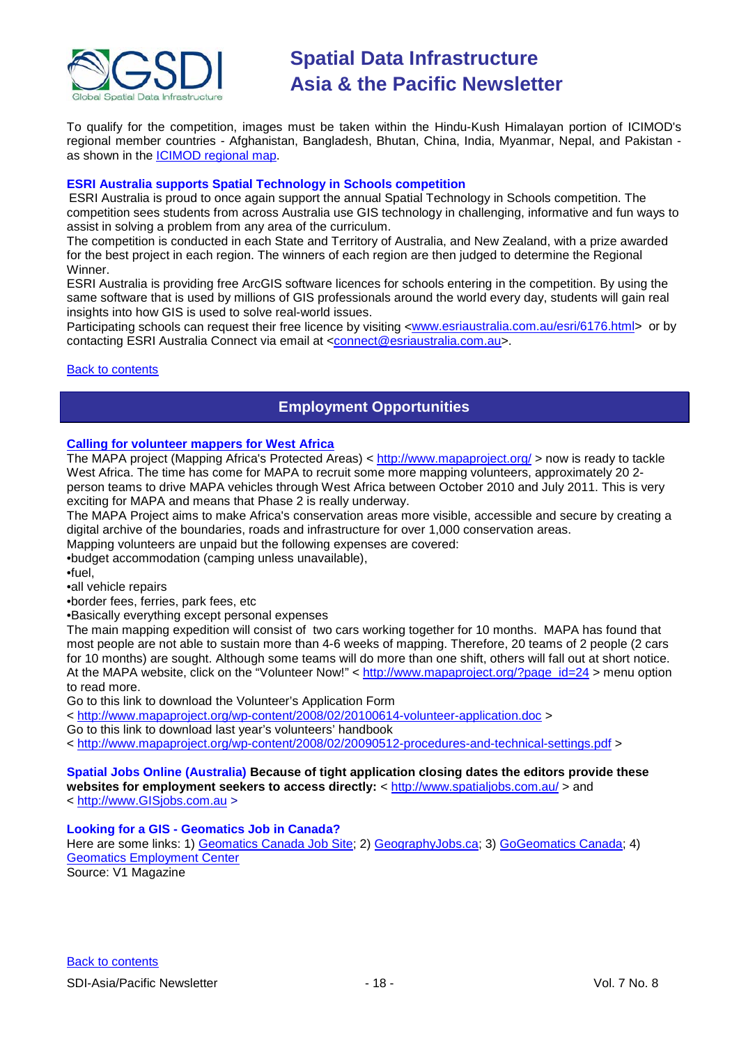To qualify for the competition, images must be taken within the Hindu-Kush Himalayan portion of ICIMOD's regional member countries - Afghanistan, Bangladesh, Bhutan, China, India, Myanmar, Nepal, and Pakistan - as shown in the ICIMOD regional map.

**ESRI Australia supports Spatial Technology in Schools competition**

ESRI Australia is proud to once again support the annual Spatial Technology in Schools competition. The competition sees students from across Australia use GIS technology in challenging, informative and fun ways to assist in solving a problem from any area of the curriculum.

The competition is conducted in each State and Territory of Australia, and New Zealand, with a prize awarded for the best project in each region. The winners of each region are then judged to determine the Regional Winner.

ESRI Australia is providing free ArcGIS software licences for schools entering in the competition. By using the same software that is used by millions of GIS professionals around the world every day, students will gain real insights into how GIS is used to solve real-world issues.

Participating schools can request their free licence by visiting <www.esriaustralia.com.au/esri/6176.html> or by contacting ESRI Australia Connect via email at <connect@esriaustralia.com.au>.

Back to contents

## Employment Opportunities

**Calling for volunteer mappers for West Africa**

The MAPA project (Mapping Africa's Protected Areas) < http://www.mapaproject.org/ > now is ready to tackle West Africa. The time has come for MAPA to recruit some more mapping volunteers, approximately 20 2-person teams to drive MAPA vehicles through West Africa between October 2010 and July 2011. This is very exciting for MAPA and means that Phase 2 is really underway.

The MAPA Project aims to make Africa's conservation areas more visible, accessible and secure by creating a digital archive of the boundaries, roads and infrastructure for over 1,000 conservation areas.

Mapping volunteers are unpaid but the following expenses are covered:

•budget accommodation (camping unless unavailable),
•fuel,
•all vehicle repairs
•border fees, ferries, park fees, etc
•Basically everything except personal expenses

The main mapping expedition will consist of two cars working together for 10 months. MAPA has found that most people are not able to sustain more than 4-6 weeks of mapping. Therefore, 20 teams of 2 people (2 cars for 10 months) are sought. Although some teams will do more than one shift, others will fall out at short notice.

At the MAPA website, click on the "Volunteer Now!" < http://www.mapaproject.org/?page_id=24 > menu option to read more.

Go to this link to download the Volunteer's Application Form
< http://www.mapaproject.org/wp-content/2008/02/20100614-volunteer-application.doc >
Go to this link to download last year's volunteers' handbook
< http://www.mapaproject.org/wp-content/2008/02/20090512-procedures-and-technical-settings.pdf >

**Spatial Jobs Online (Australia) Because of tight application closing dates the editors provide these websites for employment seekers to access directly:** < http://www.spatialjobs.com.au/ > and < http://www.GISjobs.com.au >

**Looking for a GIS - Geomatics Job in Canada?**

Here are some links: 1) Geomatics Canada Job Site; 2) GeographyJobs.ca; 3) GoGeomatics Canada; 4) Geomatics Employment Center

Source: V1 Magazine

Back to contents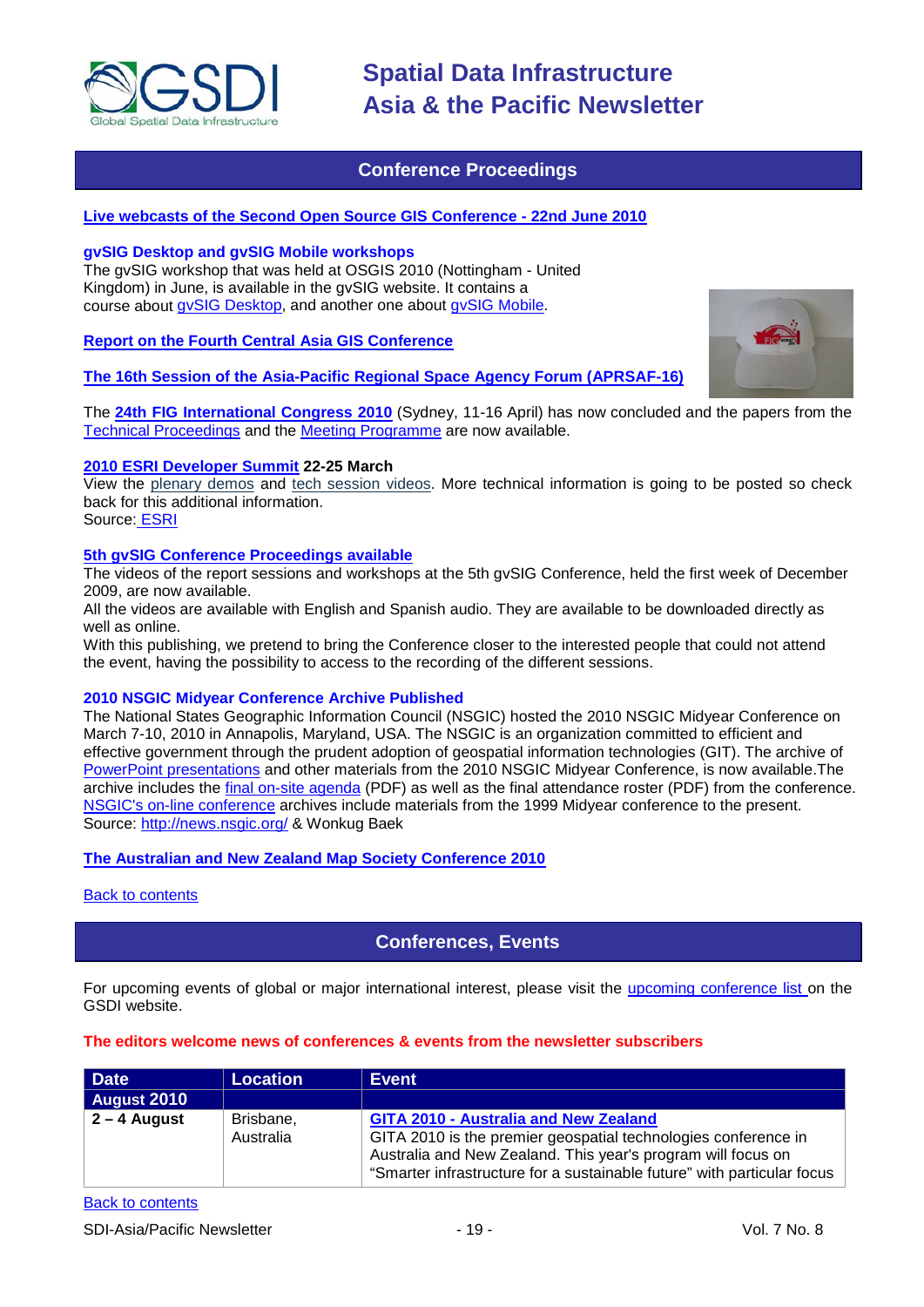## Conference Proceedings

**Live webcasts of the Second Open Source GIS Conference - 22nd June 2010**

**gvSIG Desktop and gvSIG Mobile workshops**
The gvSIG workshop that was held at OSGIS 2010 (Nottingham - United Kingdom) in June, is available in the gvSIG website. It contains a course about gvSIG Desktop, and another one about gvSIG Mobile.

**Report on the Fourth Central Asia GIS Conference**

**The 16th Session of the Asia-Pacific Regional Space Agency Forum (APRSAF-16)**

The **24th FIG International Congress 2010** (Sydney, 11-16 April) has now concluded and the papers from the Technical Proceedings and the Meeting Programme are now available.

**2010 ESRI Developer Summit 22-25 March**
View the plenary demos and tech session videos. More technical information is going to be posted so check back for this additional information.
Source: ESRI

**5th gvSIG Conference Proceedings available**
The videos of the report sessions and workshops at the 5th gvSIG Conference, held the first week of December 2009, are now available.
All the videos are available with English and Spanish audio. They are available to be downloaded directly as well as online.
With this publishing, we pretend to bring the Conference closer to the interested people that could not attend the event, having the possibility to access to the recording of the different sessions.

**2010 NSGIC Midyear Conference Archive Published**
The National States Geographic Information Council (NSGIC) hosted the 2010 NSGIC Midyear Conference on March 7-10, 2010 in Annapolis, Maryland, USA. The NSGIC is an organization committed to efficient and effective government through the prudent adoption of geospatial information technologies (GIT). The archive of PowerPoint presentations and other materials from the 2010 NSGIC Midyear Conference, is now available.The archive includes the final on-site agenda (PDF) as well as the final attendance roster (PDF) from the conference. NSGIC's on-line conference archives include materials from the 1999 Midyear conference to the present.
Source: http://news.nsgic.org/ & Wonkug Baek

**The Australian and New Zealand Map Society Conference 2010**

Back to contents

## Conferences, Events

For upcoming events of global or major international interest, please visit the upcoming conference list on the GSDI website.

**The editors welcome news of conferences & events from the newsletter subscribers**

| Date | Location | Event |
|---|---|---|
| **August 2010** | | |
| **2 – 4 August** | Brisbane, Australia | **GITA 2010 - Australia and New Zealand**<br>GITA 2010 is the premier geospatial technologies conference in Australia and New Zealand. This year's program will focus on "Smarter infrastructure for a sustainable future" with particular focus |

Back to contents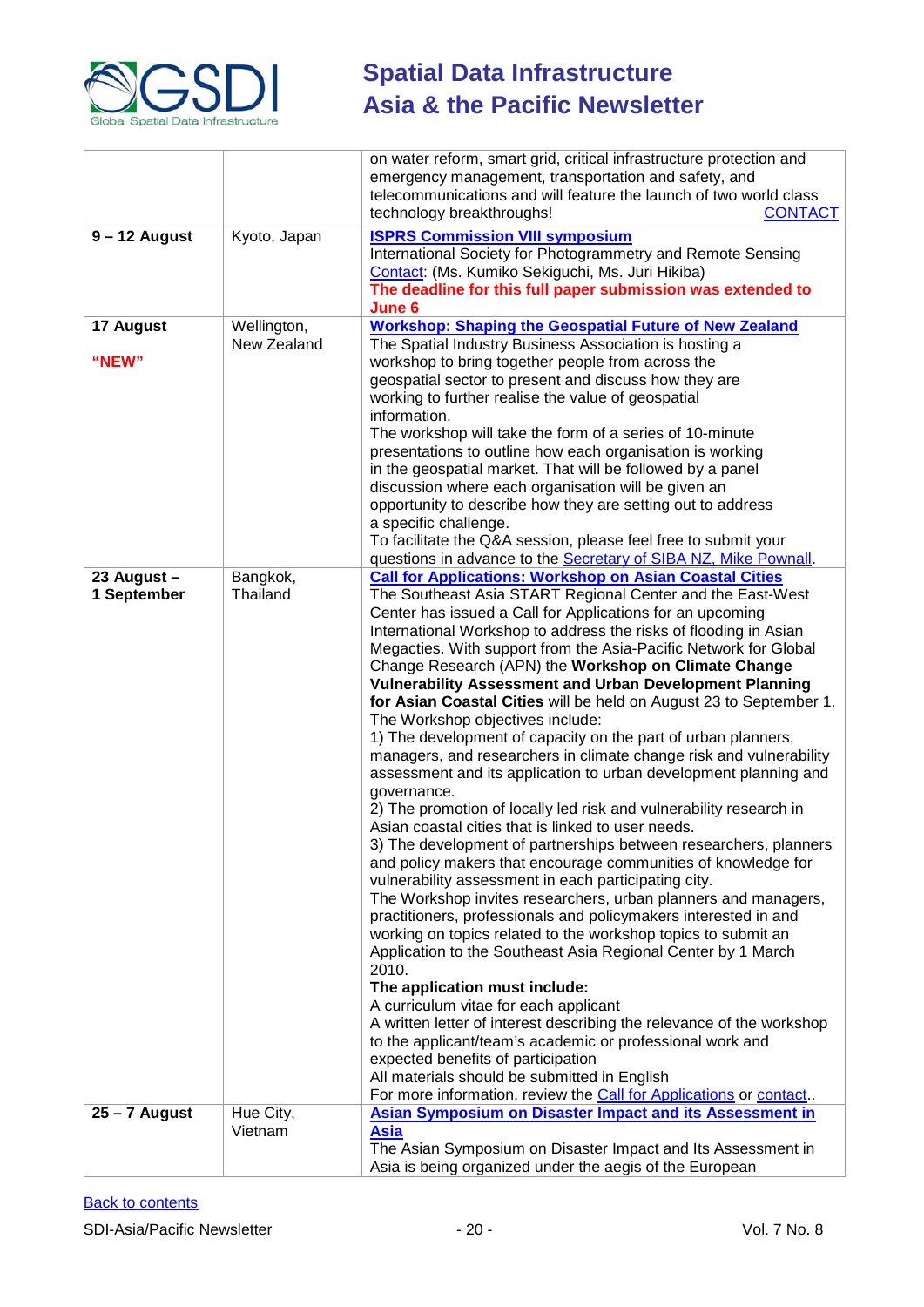| | | |
|---|---|---|
| | | on water reform, smart grid, critical infrastructure protection and emergency management, transportation and safety, and telecommunications and will feature the launch of two world class technology breakthroughs! CONTACT |
| **9 – 12 August** | Kyoto, Japan | **ISPRS Commission VIII symposium**<br>International Society for Photogrammetry and Remote Sensing<br>Contact: (Ms. Kumiko Sekiguchi, Ms. Juri Hikiba)<br>**The deadline for this full paper submission was extended to June 6** |
| **17 August**<br><br>**"NEW"** | Wellington, New Zealand | **Workshop: Shaping the Geospatial Future of New Zealand**<br>The Spatial Industry Business Association is hosting a workshop to bring together people from across the geospatial sector to present and discuss how they are working to further realise the value of geospatial information.<br>The workshop will take the form of a series of 10-minute presentations to outline how each organisation is working in the geospatial market. That will be followed by a panel discussion where each organisation will be given an opportunity to describe how they are setting out to address a specific challenge.<br>To facilitate the Q&A session, please feel free to submit your questions in advance to the Secretary of SIBA NZ, Mike Pownall. |
| **23 August – 1 September** | Bangkok, Thailand | **Call for Applications: Workshop on Asian Coastal Cities**<br>The Southeast Asia START Regional Center and the East-West Center has issued a Call for Applications for an upcoming International Workshop to address the risks of flooding in Asian Megacties. With support from the Asia-Pacific Network for Global Change Research (APN) the **Workshop on Climate Change Vulnerability Assessment and Urban Development Planning for Asian Coastal Cities** will be held on August 23 to September 1.<br>The Workshop objectives include:<br>1) The development of capacity on the part of urban planners, managers, and researchers in climate change risk and vulnerability assessment and its application to urban development planning and governance.<br>2) The promotion of locally led risk and vulnerability research in Asian coastal cities that is linked to user needs.<br>3) The development of partnerships between researchers, planners and policy makers that encourage communities of knowledge for vulnerability assessment in each participating city.<br>The Workshop invites researchers, urban planners and managers, practitioners, professionals and policymakers interested in and working on topics related to the workshop topics to submit an Application to the Southeast Asia Regional Center by 1 March 2010.<br>**The application must include:**<br>A curriculum vitae for each applicant<br>A written letter of interest describing the relevance of the workshop to the applicant/team's academic or professional work and expected benefits of participation<br>All materials should be submitted in English<br>For more information, review the Call for Applications or contact.. |
| **25 – 7 August** | Hue City, Vietnam | **Asian Symposium on Disaster Impact and its Assessment in Asia**<br>The Asian Symposium on Disaster Impact and Its Assessment in Asia is being organized under the aegis of the European |

Back to contents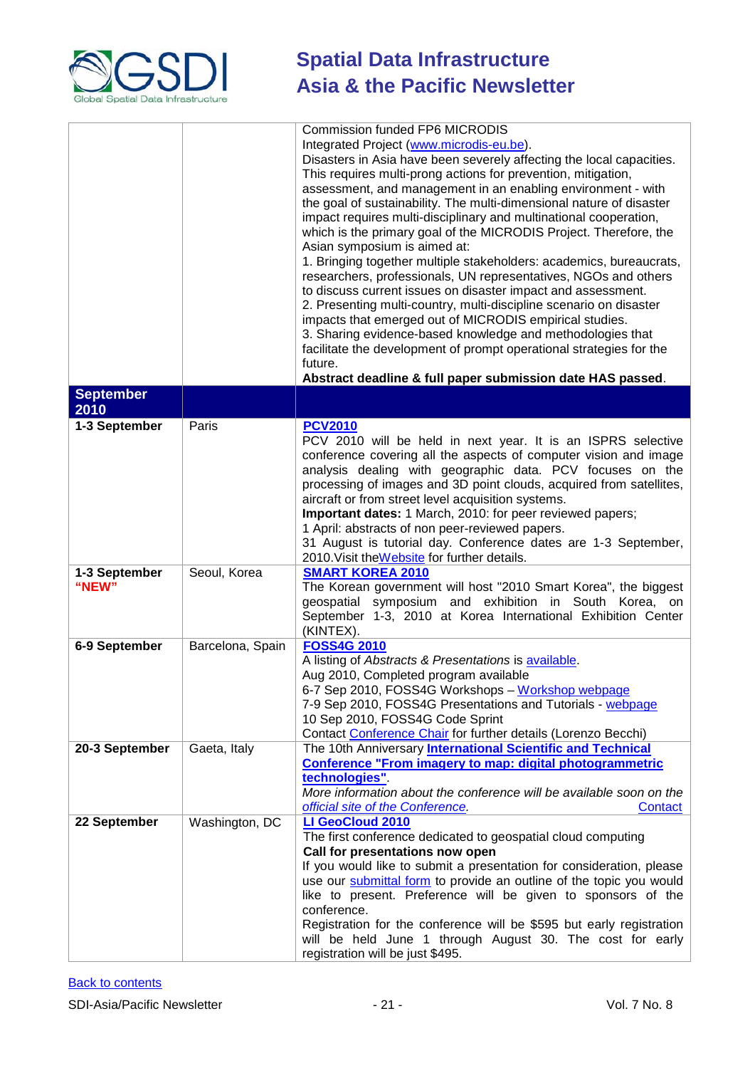| | | |
|---|---|---|
| | | Commission funded FP6 MICRODIS Integrated Project (www.microdis-eu.be). Disasters in Asia have been severely affecting the local capacities. This requires multi-prong actions for prevention, mitigation, assessment, and management in an enabling environment - with the goal of sustainability. The multi-dimensional nature of disaster impact requires multi-disciplinary and multinational cooperation, which is the primary goal of the MICRODIS Project. Therefore, the Asian symposium is aimed at:<br>1. Bringing together multiple stakeholders: academics, bureaucrats, researchers, professionals, UN representatives, NGOs and others to discuss current issues on disaster impact and assessment.<br>2. Presenting multi-country, multi-discipline scenario on disaster impacts that emerged out of MICRODIS empirical studies.<br>3. Sharing evidence-based knowledge and methodologies that facilitate the development of prompt operational strategies for the future.<br>**Abstract deadline & full paper submission date HAS passed**. |
| **September 2010** | | |
| **1-3 September** | Paris | **PCV2010**<br>PCV 2010 will be held in next year. It is an ISPRS selective conference covering all the aspects of computer vision and image analysis dealing with geographic data. PCV focuses on the processing of images and 3D point clouds, acquired from satellites, aircraft or from street level acquisition systems.<br>**Important dates:** 1 March, 2010: for peer reviewed papers;<br>1 April: abstracts of non peer-reviewed papers.<br>31 August is tutorial day. Conference dates are 1-3 September, 2010.Visit theWebsite for further details. |
| **1-3 September "NEW"** | Seoul, Korea | **SMART KOREA 2010**<br>The Korean government will host "2010 Smart Korea", the biggest geospatial symposium and exhibition in South Korea, on September 1-3, 2010 at Korea International Exhibition Center (KINTEX). |
| **6-9 September** | Barcelona, Spain | **FOSS4G 2010**<br>A listing of *Abstracts & Presentations* is available.<br>Aug 2010, Completed program available<br>6-7 Sep 2010, FOSS4G Workshops – Workshop webpage<br>7-9 Sep 2010, FOSS4G Presentations and Tutorials - webpage<br>10 Sep 2010, FOSS4G Code Sprint<br>Contact Conference Chair for further details (Lorenzo Becchi) |
| **20-3 September** | Gaeta, Italy | The 10th Anniversary **International Scientific and Technical Conference "From imagery to map: digital photogrammetric technologies"**.<br>*More information about the conference will be available soon on the official site of the Conference.* Contact |
| **22 September** | Washington, DC | **LI GeoCloud 2010**<br>The first conference dedicated to geospatial cloud computing<br>**Call for presentations now open**<br>If you would like to submit a presentation for consideration, please use our submittal form to provide an outline of the topic you would like to present. Preference will be given to sponsors of the conference.<br>Registration for the conference will be $595 but early registration will be held June 1 through August 30. The cost for early registration will be just $495. |

Back to contents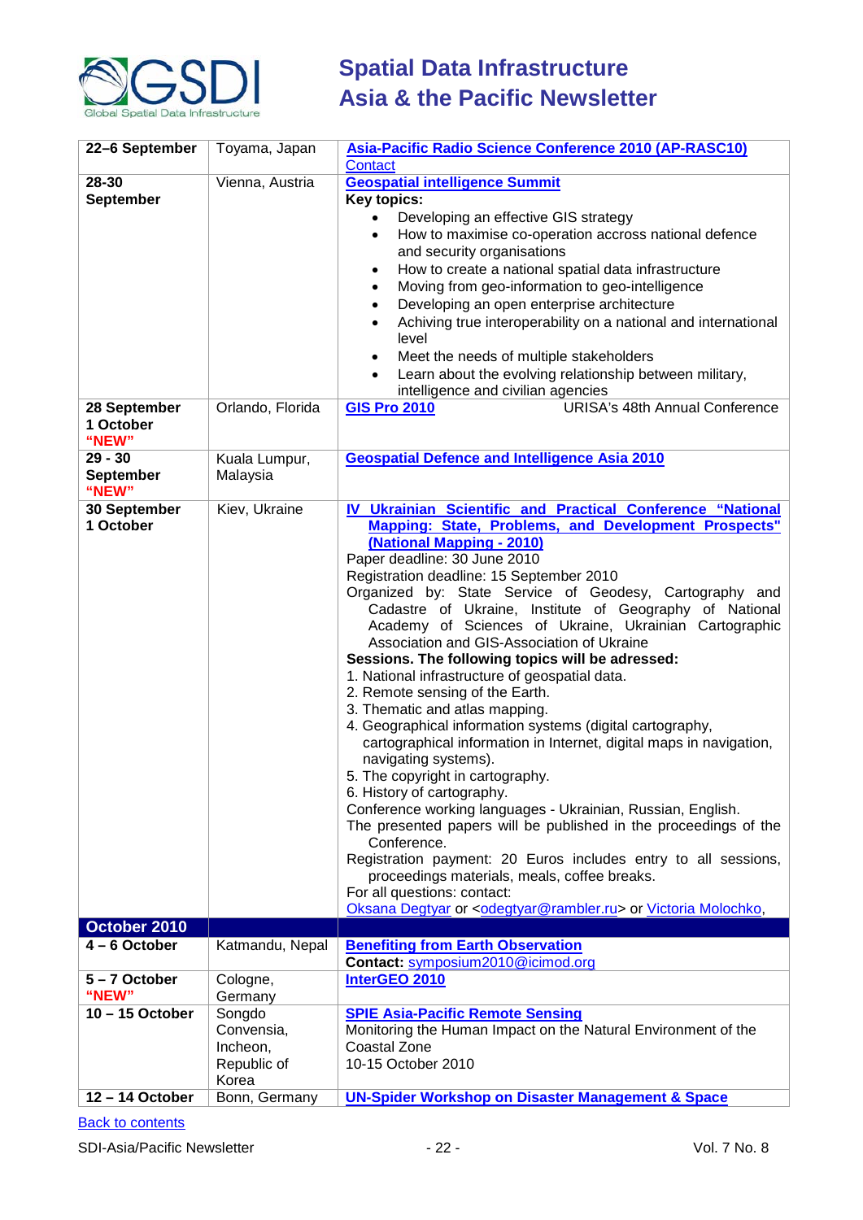| | | |
|---|---|---|
| **22–6 September** | Toyama, Japan | **Asia-Pacific Radio Science Conference 2010 (AP-RASC10)**<br>Contact |
| **28-30 September** | Vienna, Austria | **Geospatial intelligence Summit**<br>**Key topics:**<br>• Developing an effective GIS strategy<br>• How to maximise co-operation accross national defence and security organisations<br>• How to create a national spatial data infrastructure<br>• Moving from geo-information to geo-intelligence<br>• Developing an open enterprise architecture<br>• Achiving true interoperability on a national and international level<br>• Meet the needs of multiple stakeholders<br>• Learn about the evolving relationship between military, intelligence and civilian agencies |
| **28 September 1 October "NEW"** | Orlando, Florida | **GIS Pro 2010** URISA's 48th Annual Conference |
| **29 - 30 September "NEW"** | Kuala Lumpur, Malaysia | **Geospatial Defence and Intelligence Asia 2010** |
| **30 September 1 October** | Kiev, Ukraine | **IV Ukrainian Scientific and Practical Conference "National Mapping: State, Problems, and Development Prospects" (National Mapping - 2010)**<br>Paper deadline: 30 June 2010<br>Registration deadline: 15 September 2010<br>Organized by: State Service of Geodesy, Cartography and Cadastre of Ukraine, Institute of Geography of National Academy of Sciences of Ukraine, Ukrainian Cartographic Association and GIS-Association of Ukraine<br>**Sessions. The following topics will be adressed:**<br>1. National infrastructure of geospatial data.<br>2. Remote sensing of the Earth.<br>3. Thematic and atlas mapping.<br>4. Geographical information systems (digital cartography, cartographical information in Internet, digital maps in navigation, navigating systems).<br>5. The copyright in cartography.<br>6. History of cartography.<br>Conference working languages - Ukrainian, Russian, English.<br>The presented papers will be published in the proceedings of the Conference.<br>Registration payment: 20 Euros includes entry to all sessions, proceedings materials, meals, coffee breaks.<br>For all questions: contact:<br>Oksana Degtyar or <odegtyar@rambler.ru> or Victoria Molochko, |
| **October 2010** | | |
| **4 – 6 October** | Katmandu, Nepal | **Benefiting from Earth Observation**<br>**Contact:** symposium2010@icimod.org |
| **5 – 7 October "NEW"** | Cologne, Germany | **InterGEO 2010** |
| **10 – 15 October** | Songdo Convensia, Incheon, Republic of Korea | **SPIE Asia-Pacific Remote Sensing**<br>Monitoring the Human Impact on the Natural Environment of the Coastal Zone<br>10-15 October 2010 |
| **12 – 14 October** | Bonn, Germany | **UN-Spider Workshop on Disaster Management & Space** |

Back to contents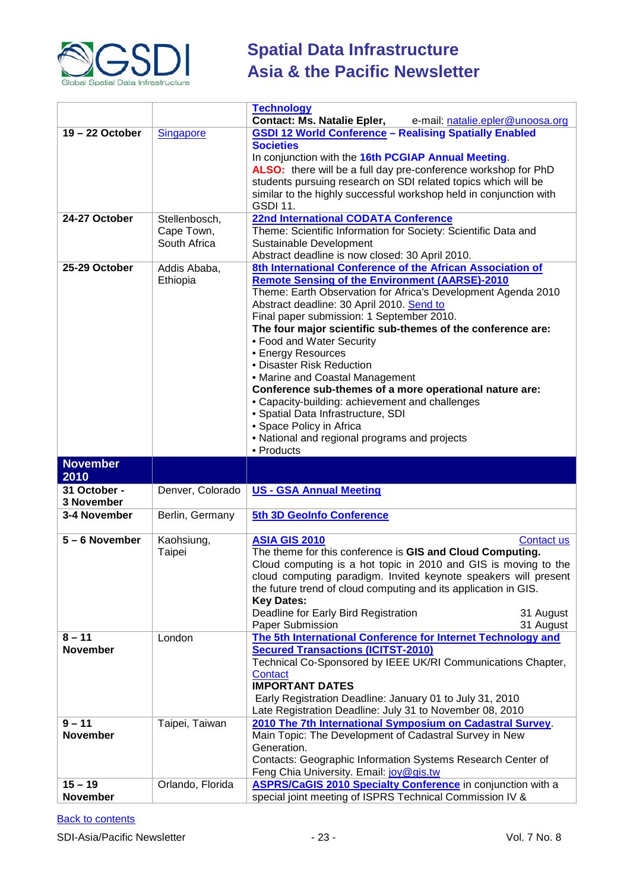| | | |
|---|---|---|
| | | **Technology**<br>**Contact: Ms. Natalie Epler,** e-mail: natalie.epler@unoosa.org |
| **19 – 22 October** | Singapore | **GSDI 12 World Conference – Realising Spatially Enabled Societies**<br>In conjunction with the **16th PCGIAP Annual Meeting**.<br>**ALSO:** there will be a full day pre-conference workshop for PhD students pursuing research on SDI related topics which will be similar to the highly successful workshop held in conjunction with GSDI 11. |
| **24-27 October** | Stellenbosch, Cape Town, South Africa | **22nd International CODATA Conference**<br>Theme: Scientific Information for Society: Scientific Data and Sustainable Development<br>Abstract deadline is now closed: 30 April 2010. |
| **25-29 October** | Addis Ababa, Ethiopia | **8th International Conference of the African Association of Remote Sensing of the Environment (AARSE)-2010**<br>Theme: Earth Observation for Africa's Development Agenda 2010<br>Abstract deadline: 30 April 2010. Send to<br>Final paper submission: 1 September 2010.<br>**The four major scientific sub-themes of the conference are:**<br>• Food and Water Security<br>• Energy Resources<br>• Disaster Risk Reduction<br>• Marine and Coastal Management<br>**Conference sub-themes of a more operational nature are:**<br>• Capacity-building: achievement and challenges<br>• Spatial Data Infrastructure, SDI<br>• Space Policy in Africa<br>• National and regional programs and projects<br>• Products |
| **November 2010** | | |
| **31 October - 3 November** | Denver, Colorado | **US - GSA Annual Meeting** |
| **3-4 November** | Berlin, Germany | **5th 3D GeoInfo Conference** |
| **5 – 6 November** | Kaohsiung, Taipei | **ASIA GIS 2010** Contact us<br>The theme for this conference is **GIS and Cloud Computing.** Cloud computing is a hot topic in 2010 and GIS is moving to the cloud computing paradigm. Invited keynote speakers will present the future trend of cloud computing and its application in GIS.<br>**Key Dates:**<br>Deadline for Early Bird Registration 31 August<br>Paper Submission 31 August |
| **8 – 11 November** | London | **The 5th International Conference for Internet Technology and Secured Transactions (ICITST-2010)**<br>Technical Co-Sponsored by IEEE UK/RI Communications Chapter,<br>Contact<br>**IMPORTANT DATES**<br>Early Registration Deadline: January 01 to July 31, 2010<br>Late Registration Deadline: July 31 to November 08, 2010 |
| **9 – 11 November** | Taipei, Taiwan | **2010 The 7th International Symposium on Cadastral Survey**.<br>Main Topic: The Development of Cadastral Survey in New Generation.<br>Contacts: Geographic Information Systems Research Center of Feng Chia University. Email: joy@gis.tw |
| **15 – 19 November** | Orlando, Florida | **ASPRS/CaGIS 2010 Specialty Conference** in conjunction with a special joint meeting of ISPRS Technical Commission IV & |

Back to contents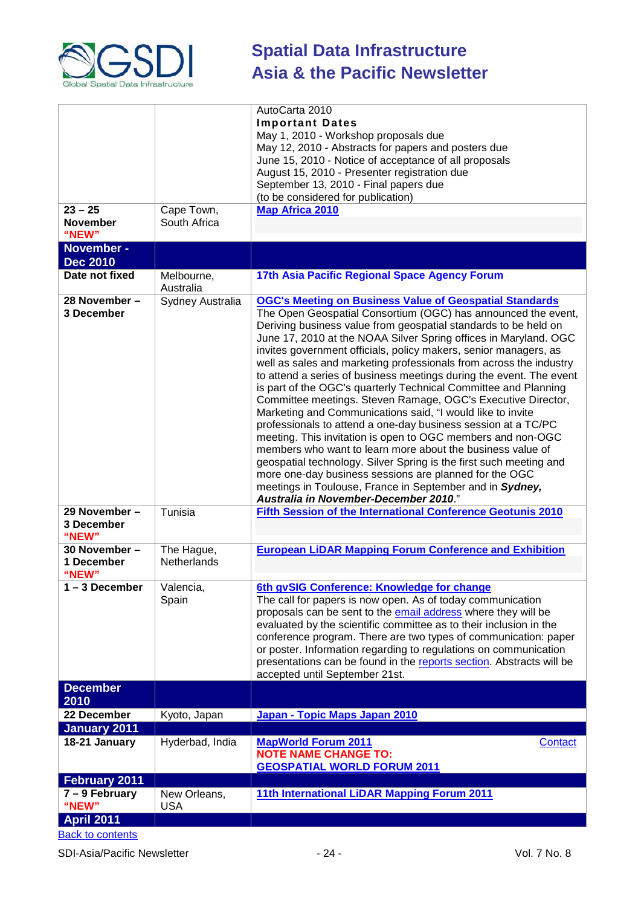| | | |
|---|---|---|
| | | AutoCarta 2010<br>**Important Dates**<br>May 1, 2010 - Workshop proposals due<br>May 12, 2010 - Abstracts for papers and posters due<br>June 15, 2010 - Notice of acceptance of all proposals<br>August 15, 2010 - Presenter registration due<br>September 13, 2010 - Final papers due<br>(to be considered for publication) |
| **23 – 25 November "NEW"** | Cape Town, South Africa | **Map Africa 2010** |
| **November - Dec 2010** | | |
| **Date not fixed** | Melbourne, Australia | **17th Asia Pacific Regional Space Agency Forum** |
| **28 November – 3 December** | Sydney Australia | **OGC's Meeting on Business Value of Geospatial Standards**<br>The Open Geospatial Consortium (OGC) has announced the event, Deriving business value from geospatial standards to be held on June 17, 2010 at the NOAA Silver Spring offices in Maryland. OGC invites government officials, policy makers, senior managers, as well as sales and marketing professionals from across the industry to attend a series of business meetings during the event. The event is part of the OGC's quarterly Technical Committee and Planning Committee meetings. Steven Ramage, OGC's Executive Director, Marketing and Communications said, "I would like to invite professionals to attend a one-day business session at a TC/PC meeting. This invitation is open to OGC members and non-OGC members who want to learn more about the business value of geospatial technology. Silver Spring is the first such meeting and more one-day business sessions are planned for the OGC meetings in Toulouse, France in September and in ***Sydney, Australia in November-December 2010***." |
| **29 November – 3 December "NEW"** | Tunisia | **Fifth Session of the International Conference Geotunis 2010** |
| **30 November – 1 December "NEW"** | The Hague, Netherlands | **European LiDAR Mapping Forum Conference and Exhibition** |
| **1 – 3 December** | Valencia, Spain | **6th gvSIG Conference: Knowledge for change**<br>The call for papers is now open. As of today communication proposals can be sent to the email address where they will be evaluated by the scientific committee as to their inclusion in the conference program. There are two types of communication: paper or poster. Information regarding to regulations on communication presentations can be found in the reports section. Abstracts will be accepted until September 21st. |
| **December 2010** | | |
| **22 December** | Kyoto, Japan | **Japan - Topic Maps Japan 2010** |
| **January 2011** | | |
| **18-21 January** | Hyderbad, India | **MapWorld Forum 2011** Contact<br>**NOTE NAME CHANGE TO:**<br>**GEOSPATIAL WORLD FORUM 2011** |
| **February 2011** | | |
| **7 – 9 February "NEW"** | New Orleans, USA | **11th International LiDAR Mapping Forum 2011** |
| **April 2011** | | |

Back to contents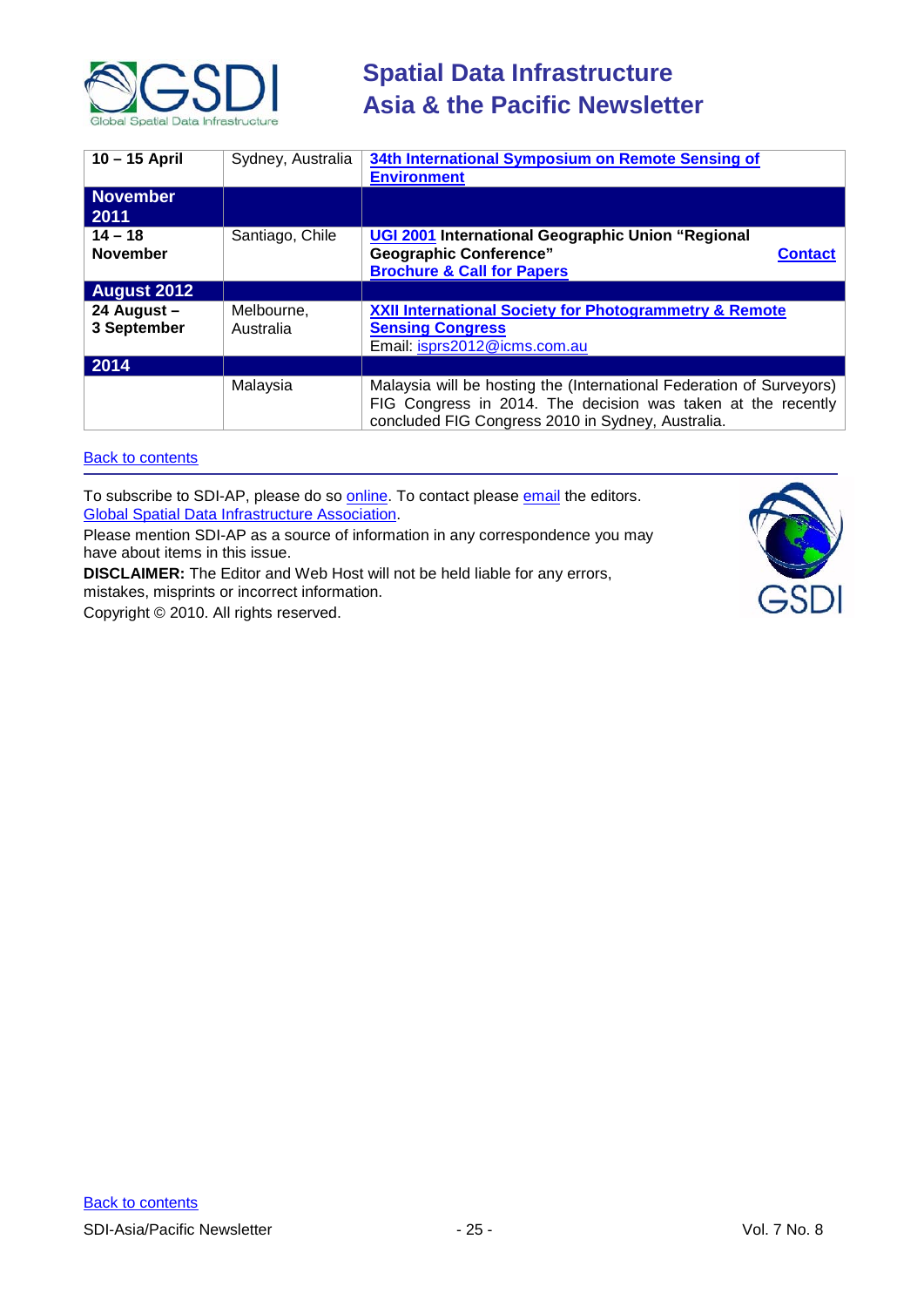| | | |
|---|---|---|
| **10 – 15 April** | Sydney, Australia | **34th International Symposium on Remote Sensing of Environment** |
| **November 2011** | | |
| **14 – 18 November** | Santiago, Chile | **UGI 2001 International Geographic Union "Regional Geographic Conference"** **Contact** **Brochure & Call for Papers** |
| **August 2012** | | |
| **24 August – 3 September** | Melbourne, Australia | **XXII International Society for Photogrammetry & Remote Sensing Congress** Email: isprs2012@icms.com.au |
| **2014** | | |
| | Malaysia | Malaysia will be hosting the (International Federation of Surveyors) FIG Congress in 2014. The decision was taken at the recently concluded FIG Congress 2010 in Sydney, Australia. |

Back to contents

To subscribe to SDI-AP, please do so online. To contact please email the editors.
Global Spatial Data Infrastructure Association.

Please mention SDI-AP as a source of information in any correspondence you may have about items in this issue.

**DISCLAIMER:** The Editor and Web Host will not be held liable for any errors, mistakes, misprints or incorrect information.

Copyright © 2010. All rights reserved.

Back to contents